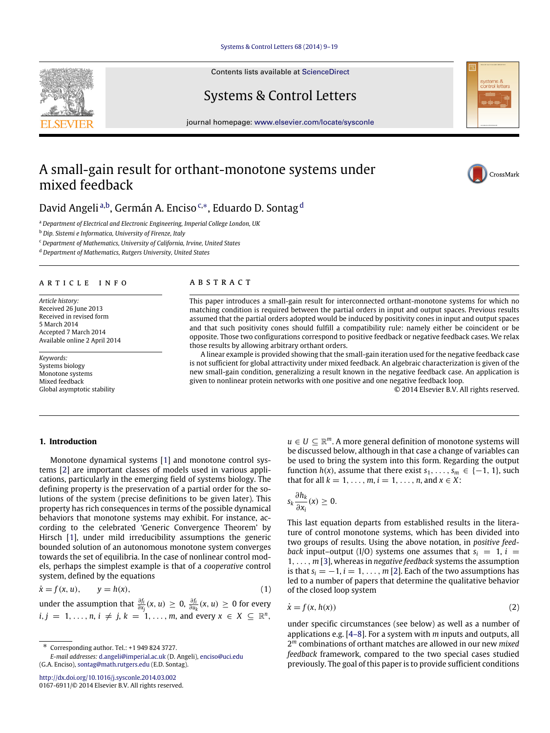Contents lists available at ScienceDirect

# Systems & Control Letters

journal homepage: www.elsevier.com/locate/sysconle

# A small-gain result for orthant-monotone systems under mixed feedback

David Angeli [a,b], Germán A. Enciso [c,*], Eduardo D. Sontag [d]

[a] Department of Electrical and Electronic Engineering, Imperial College London, UK
[b] Dip. Sistemi e Informatica, University of Firenze, Italy
[c] Department of Mathematics, University of California, Irvine, United States
[d] Department of Mathematics, Rutgers University, United States

**ARTICLE INFO**

*Article history:*
Received 26 June 2013
Received in revised form 5 March 2014
Accepted 7 March 2014
Available online 2 April 2014

*Keywords:*
Systems biology
Monotone systems
Mixed feedback
Global asymptotic stability

**ABSTRACT**

This paper introduces a small-gain result for interconnected orthant-monotone systems for which no matching condition is required between the partial orders in input and output spaces. Previous results assumed that the partial orders adopted would be induced by positivity cones in input and output spaces and that such positivity cones should fulfill a compatibility rule: namely either be coincident or be opposite. Those two configurations correspond to positive feedback or negative feedback cases. We relax those results by allowing arbitrary orthant orders.

A linear example is provided showing that the small-gain iteration used for the negative feedback case is not sufficient for global attractivity under mixed feedback. An algebraic characterization is given of the new small-gain condition, generalizing a result known in the negative feedback case. An application is given to nonlinear protein networks with one positive and one negative feedback loop.

© 2014 Elsevier B.V. All rights reserved.

## 1. Introduction

Monotone dynamical systems [1] and monotone control systems [2] are important classes of models used in various applications, particularly in the emerging field of systems biology. The defining property is the preservation of a partial order for the solutions of the system (precise definitions to be given later). This property has rich consequences in terms of the possible dynamical behaviors that monotone systems may exhibit. For instance, according to the celebrated 'Generic Convergence Theorem' by Hirsch [1], under mild irreducibility assumptions the generic bounded solution of an autonomous monotone system converges towards the set of equilibria. In the case of nonlinear control models, perhaps the simplest example is that of a *cooperative* control system, defined by the equations

$$\dot{x} = f(x, u), \qquad y = h(x), \tag{1}$$

under the assumption that $\frac{\partial f_i}{\partial x_j}(x, u) \geq 0$, $\frac{\partial f_i}{\partial u_k}(x, u) \geq 0$ for every $i, j = 1, \ldots, n$, $i \neq j$, $k = 1, \ldots, m$, and every $x \in X \subseteq \mathbb{R}^n$, $u \in U \subseteq \mathbb{R}^m$. A more general definition of monotone systems will be discussed below, although in that case a change of variables can be used to bring the system into this form. Regarding the output function $h(x)$, assume that there exist $s_1, \ldots, s_m \in \{-1, 1\}$, such that for all $k = 1, \ldots, m$, $i = 1, \ldots, n$, and $x \in X$:

$$s_k \frac{\partial h_k}{\partial x_i}(x) \geq 0.$$

This last equation departs from established results in the literature of control monotone systems, which has been divided into two groups of results. Using the above notation, in *positive feedback* input–output (I/O) systems one assumes that $s_i = 1$, $i = 1, \ldots, m$ [3], whereas in *negative feedback* systems the assumption is that $s_i = -1$, $i = 1, \ldots, m$ [2]. Each of the two assumptions has led to a number of papers that determine the qualitative behavior of the closed loop system

$$\dot{x} = f(x, h(x)) \tag{2}$$

under specific circumstances (see below) as well as a number of applications e.g. [4–8]. For a system with $m$ inputs and outputs, all $2^m$ combinations of orthant matches are allowed in our new *mixed feedback* framework, compared to the two special cases studied previously. The goal of this paper is to provide sufficient conditions

* Corresponding author. Tel.: +1 949 824 3727.
*E-mail addresses:* d.angeli@imperial.ac.uk (D. Angeli), enciso@uci.edu (G.A. Enciso), sontag@math.rutgers.edu (E.D. Sontag).

http://dx.doi.org/10.1016/j.sysconle.2014.03.002
0167-6911/© 2014 Elsevier B.V. All rights reserved.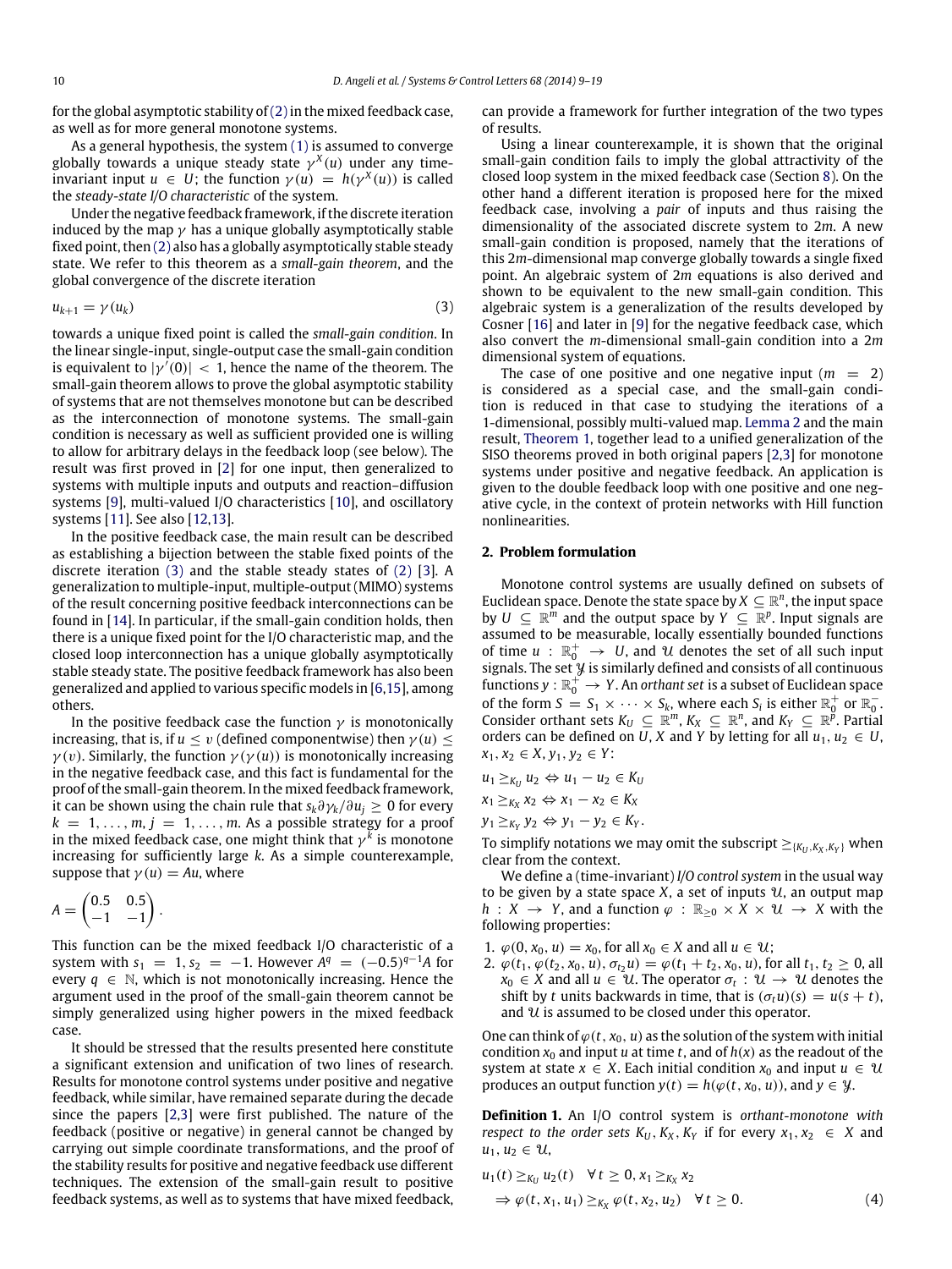for the global asymptotic stability of (2) in the mixed feedback case, as well as for more general monotone systems.

As a general hypothesis, the system (1) is assumed to converge globally towards a unique steady state $\gamma^X(u)$ under any time-invariant input $u \in U$; the function $\gamma(u) = h(\gamma^X(u))$ is called the *steady-state I/O characteristic* of the system.

Under the negative feedback framework, if the discrete iteration induced by the map $\gamma$ has a unique globally asymptotically stable fixed point, then (2) also has a globally asymptotically stable steady state. We refer to this theorem as a *small-gain theorem*, and the global convergence of the discrete iteration

$$u_{k+1} = \gamma(u_k) \tag{3}$$

towards a unique fixed point is called the *small-gain condition*. In the linear single-input, single-output case the small-gain condition is equivalent to $|\gamma'(0)| < 1$, hence the name of the theorem. The small-gain theorem allows to prove the global asymptotic stability of systems that are not themselves monotone but can be described as the interconnection of monotone systems. The small-gain condition is necessary as well as sufficient provided one is willing to allow for arbitrary delays in the feedback loop (see below). The result was first proved in [2] for one input, then generalized to systems with multiple inputs and outputs and reaction–diffusion systems [9], multi-valued I/O characteristics [10], and oscillatory systems [11]. See also [12,13].

In the positive feedback case, the main result can be described as establishing a bijection between the stable fixed points of the discrete iteration (3) and the stable steady states of (2) [3]. A generalization to multiple-input, multiple-output (MIMO) systems of the result concerning positive feedback interconnections can be found in [14]. In particular, if the small-gain condition holds, then there is a unique fixed point for the I/O characteristic map, and the closed loop interconnection has a unique globally asymptotically stable steady state. The positive feedback framework has also been generalized and applied to various specific models in [6,15], among others.

In the positive feedback case the function $\gamma$ is monotonically increasing, that is, if $u \leq v$ (defined componentwise) then $\gamma(u) \leq \gamma(v)$. Similarly, the function $\gamma(\gamma(u))$ is monotonically increasing in the negative feedback case, and this fact is fundamental for the proof of the small-gain theorem. In the mixed feedback framework, it can be shown using the chain rule that $s_k \partial \gamma_k / \partial u_j \geq 0$ for every $k = 1, \ldots, m$, $j = 1, \ldots, m$. As a possible strategy for a proof in the mixed feedback case, one might think that $\gamma^k$ is monotone increasing for sufficiently large $k$. As a simple counterexample, suppose that $\gamma(u) = Au$, where

$$A = \begin{pmatrix} 0.5 & 0.5 \\ -1 & -1 \end{pmatrix}.$$

This function can be the mixed feedback I/O characteristic of a system with $s_1 = 1, s_2 = -1$. However $A^q = (-0.5)^{q-1}A$ for every $q \in \mathbb{N}$, which is not monotonically increasing. Hence the argument used in the proof of the small-gain theorem cannot be simply generalized using higher powers in the mixed feedback case.

It should be stressed that the results presented here constitute a significant extension and unification of two lines of research. Results for monotone control systems under positive and negative feedback, while similar, have remained separate during the decade since the papers [2,3] were first published. The nature of the feedback (positive or negative) in general cannot be changed by carrying out simple coordinate transformations, and the proof of the stability results for positive and negative feedback use different techniques. The extension of the small-gain result to positive feedback systems, as well as to systems that have mixed feedback, can provide a framework for further integration of the two types of results.

Using a linear counterexample, it is shown that the original small-gain condition fails to imply the global attractivity of the closed loop system in the mixed feedback case (Section 8). On the other hand a different iteration is proposed here for the mixed feedback case, involving a *pair* of inputs and thus raising the dimensionality of the associated discrete system to $2m$. A new small-gain condition is proposed, namely that the iterations of this $2m$-dimensional map converge globally towards a single fixed point. An algebraic system of $2m$ equations is also derived and shown to be equivalent to the new small-gain condition. This algebraic system is a generalization of the results developed by Cosner [16] and later in [9] for the negative feedback case, which also convert the $m$-dimensional small-gain condition into a $2m$ dimensional system of equations.

The case of one positive and one negative input ($m = 2$) is considered as a special case, and the small-gain condition is reduced in that case to studying the iterations of a 1-dimensional, possibly multi-valued map. Lemma 2 and the main result, Theorem 1, together lead to a unified generalization of the SISO theorems proved in both original papers [2,3] for monotone systems under positive and negative feedback. An application is given to the double feedback loop with one positive and one negative cycle, in the context of protein networks with Hill function nonlinearities.

## 2. Problem formulation

Monotone control systems are usually defined on subsets of Euclidean space. Denote the state space by $X \subseteq \mathbb{R}^n$, the input space by $U \subseteq \mathbb{R}^m$ and the output space by $Y \subseteq \mathbb{R}^p$. Input signals are assumed to be measurable, locally essentially bounded functions of time $u : \mathbb{R}_0^+ \to U$, and $\mathcal{U}$ denotes the set of all such input signals. The set $\mathcal{Y}$ is similarly defined and consists of all continuous functions $y : \mathbb{R}_0^+ \to Y$. An *orthant set* is a subset of Euclidean space of the form $S = S_1 \times \cdots \times S_k$, where each $S_i$ is either $\mathbb{R}_0^+$ or $\mathbb{R}_0^-$. Consider orthant sets $K_U \subseteq \mathbb{R}^m$, $K_X \subseteq \mathbb{R}^n$, and $K_Y \subseteq \mathbb{R}^p$. Partial orders can be defined on $U$, $X$ and $Y$ by letting for all $u_1, u_2 \in U$, $x_1, x_2 \in X$, $y_1, y_2 \in Y$:

$$u_1 \geq_{K_U} u_2 \Leftrightarrow u_1 - u_2 \in K_U$$

$$x_1 \geq_{K_X} x_2 \Leftrightarrow x_1 - x_2 \in K_X$$

$$y_1 \geq_{K_Y} y_2 \Leftrightarrow y_1 - y_2 \in K_Y.$$

To simplify notations we may omit the subscript $\geq_{\{K_U, K_X, K_Y\}}$ when clear from the context.

We define a (time-invariant) *I/O control system* in the usual way to be given by a state space $X$, a set of inputs $\mathcal{U}$, an output map $h : X \to Y$, and a function $\varphi : \mathbb{R}_{\geq 0} \times X \times \mathcal{U} \to X$ with the following properties:

1. $\varphi(0, x_0, u) = x_0$, for all $x_0 \in X$ and all $u \in \mathcal{U}$;
2. $\varphi(t_1, \varphi(t_2, x_0, u), \sigma_{t_2} u) = \varphi(t_1 + t_2, x_0, u)$, for all $t_1, t_2 \geq 0$, all $x_0 \in X$ and all $u \in \mathcal{U}$. The operator $\sigma_t : \mathcal{U} \to \mathcal{U}$ denotes the shift by $t$ units backwards in time, that is $(\sigma_t u)(s) = u(s + t)$, and $\mathcal{U}$ is assumed to be closed under this operator.

One can think of $\varphi(t, x_0, u)$ as the solution of the system with initial condition $x_0$ and input $u$ at time $t$, and of $h(x)$ as the readout of the system at state $x \in X$. Each initial condition $x_0$ and input $u \in \mathcal{U}$ produces an output function $y(t) = h(\varphi(t, x_0, u))$, and $y \in \mathcal{Y}$.

**Definition 1.** An I/O control system is *orthant-monotone with respect to the order sets* $K_U, K_X, K_Y$ if for every $x_1, x_2 \in X$ and $u_1, u_2 \in \mathcal{U}$,

$$\begin{aligned} & u_1(t) \geq_{K_U} u_2(t) \quad \forall\, t \geq 0, x_1 \geq_{K_X} x_2 \\ & \Rightarrow \varphi(t, x_1, u_1) \geq_{K_X} \varphi(t, x_2, u_2) \quad \forall\, t \geq 0. \end{aligned} \tag{4}$$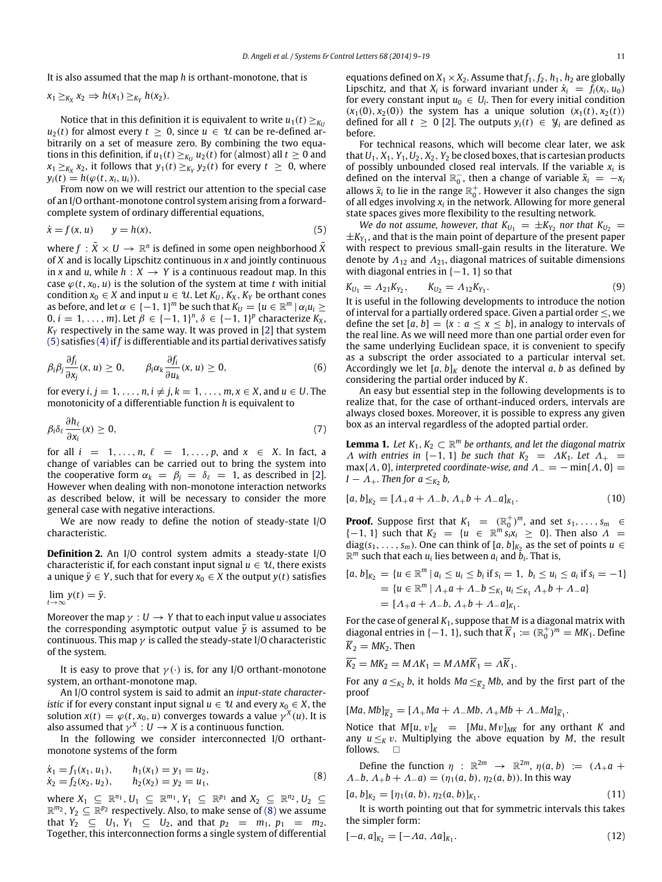It is also assumed that the map $h$ is orthant-monotone, that is

$$x_1 \geq_{K_X} x_2 \Rightarrow h(x_1) \geq_{K_Y} h(x_2).$$

Notice that in this definition it is equivalent to write $u_1(t) \geq_{K_U} u_2(t)$ for almost every $t \geq 0$, since $u \in \mathcal{U}$ can be re-defined arbitrarily on a set of measure zero. By combining the two equations in this definition, if $u_1(t) \geq_{K_U} u_2(t)$ for (almost) all $t \geq 0$ and $x_1 \geq_{K_X} x_2$, it follows that $y_1(t) \geq_{K_Y} y_2(t)$ for every $t \geq 0$, where $y_i(t) = h(\varphi(t, x_i, u_i))$.

From now on we will restrict our attention to the special case of an I/O orthant-monotone control system arising from a forward-complete system of ordinary differential equations,

$$\dot{x} = f(x, u) \qquad y = h(x), \tag{5}$$

where $f : \tilde{X} \times U \to \mathbb{R}^n$ is defined in some open neighborhood $\tilde{X}$ of $X$ and is locally Lipschitz continuous in $x$ and jointly continuous in $x$ and $u$, while $h : X \to Y$ is a continuous readout map. In this case $\varphi(t, x_0, u)$ is the solution of the system at time $t$ with initial condition $x_0 \in X$ and input $u \in \mathcal{U}$. Let $K_U$, $K_X$, $K_Y$ be orthant cones as before, and let $\alpha \in \{-1, 1\}^m$ be such that $K_U = \{u \in \mathbb{R}^m \mid \alpha_i u_i \geq 0, i = 1, \ldots, m\}$. Let $\beta \in \{-1, 1\}^n$, $\delta \in \{-1, 1\}^p$ characterize $K_X$, $K_Y$ respectively in the same way. It was proved in [2] that system (5) satisfies (4) if $f$ is differentiable and its partial derivatives satisfy

$$\beta_i \beta_j \frac{\partial f_i}{\partial x_j}(x, u) \geq 0, \qquad \beta_i \alpha_k \frac{\partial f_i}{\partial u_k}(x, u) \geq 0, \tag{6}$$

for every $i, j = 1, \ldots, n$, $i \neq j$, $k = 1, \ldots, m$, $x \in X$, and $u \in U$. The monotonicity of a differentiable function $h$ is equivalent to

$$\beta_i \delta_\ell \frac{\partial h_\ell}{\partial x_i}(x) \geq 0, \tag{7}$$

for all $i = 1, \ldots, n$, $\ell = 1, \ldots, p$, and $x \in X$. In fact, a change of variables can be carried out to bring the system into the cooperative form $\alpha_k = \beta_j = \delta_\ell = 1$, as described in [2]. However when dealing with non-monotone interaction networks as described below, it will be necessary to consider the more general case with negative interactions.

We are now ready to define the notion of steady-state I/O characteristic.

**Definition 2.** An I/O control system admits a steady-state I/O characteristic if, for each constant input signal $u \in \mathcal{U}$, there exists a unique $\bar{y} \in Y$, such that for every $x_0 \in X$ the output $y(t)$ satisfies

$$\lim_{t \to \infty} y(t) = \bar{y}.$$

Moreover the map $\gamma : U \to Y$ that to each input value $u$ associates the corresponding asymptotic output value $\bar{y}$ is assumed to be continuous. This map $\gamma$ is called the steady-state I/O characteristic of the system.

It is easy to prove that $\gamma(\cdot)$ is, for any I/O orthant-monotone system, an orthant-monotone map.

An I/O control system is said to admit an *input-state characteristic* if for every constant input signal $u \in \mathcal{U}$ and every $x_0 \in X$, the solution $x(t) = \varphi(t, x_0, u)$ converges towards a value $\gamma^X(u)$. It is also assumed that $\gamma^X : U \to X$ is a continuous function.

In the following we consider interconnected I/O orthant-monotone systems of the form

$$\begin{aligned} \dot{x}_1 &= f_1(x_1, u_1), \qquad h_1(x_1) = y_1 = u_2, \\ \dot{x}_2 &= f_2(x_2, u_2), \qquad h_2(x_2) = y_2 = u_1, \end{aligned} \tag{8}$$

where $X_1 \subseteq \mathbb{R}^{n_1}$, $U_1 \subseteq \mathbb{R}^{m_1}$, $Y_1 \subseteq \mathbb{R}^{p_1}$ and $X_2 \subseteq \mathbb{R}^{n_2}$, $U_2 \subseteq \mathbb{R}^{m_2}$, $Y_2 \subseteq \mathbb{R}^{p_2}$ respectively. Also, to make sense of (8) we assume that $Y_2 \subseteq U_1$, $Y_1 \subseteq U_2$, and that $p_2 = m_1$, $p_1 = m_2$. Together, this interconnection forms a single system of differential equations defined on $X_1 \times X_2$. Assume that $f_1$, $f_2$, $h_1$, $h_2$ are globally Lipschitz, and that $X_i$ is forward invariant under $\dot{x}_i = f_i(x_i, u_0)$ for every constant input $u_0 \in U_i$. Then for every initial condition $(x_1(0), x_2(0))$ the system has a unique solution $(x_1(t), x_2(t))$ defined for all $t \geq 0$ [2]. The outputs $y_i(t) \in \mathcal{Y}_i$ are defined as before.

For technical reasons, which will become clear later, we ask that $U_1, X_1, Y_1, U_2, X_2, Y_2$ be closed boxes, that is cartesian products of possibly unbounded closed real intervals. If the variable $x_i$ is defined on the interval $\mathbb{R}_0^-$, then a change of variable $\bar{x}_i = -x_i$ allows $\bar{x}_i$ to lie in the range $\mathbb{R}_0^+$. However it also changes the sign of all edges involving $x_i$ in the network. Allowing for more general state spaces gives more flexibility to the resulting network.

*We do not assume, however, that* $K_{U_1} = \pm K_{Y_2}$ *nor that* $K_{U_2} = \pm K_{Y_1}$, and that is the main point of departure of the present paper with respect to previous small-gain results in the literature. We denote by $\Lambda_{12}$ and $\Lambda_{21}$, diagonal matrices of suitable dimensions with diagonal entries in $\{-1, 1\}$ so that

$$K_{U_1} = \Lambda_{21} K_{Y_2}, \qquad K_{U_2} = \Lambda_{12} K_{Y_1}. \tag{9}$$

It is useful in the following developments to introduce the notion of interval for a partially ordered space. Given a partial order $\leq$, we define the set $[a, b] = \{x : a \leq x \leq b\}$, in analogy to intervals of the real line. As we will need more than one partial order even for the same underlying Euclidean space, it is convenient to specify as a subscript the order associated to a particular interval set. Accordingly we let $[a, b]_K$ denote the interval $a$, $b$ as defined by considering the partial order induced by $K$.

An easy but essential step in the following developments is to realize that, for the case of orthant-induced orders, intervals are always closed boxes. Moreover, it is possible to express any given box as an interval regardless of the adopted partial order.

**Lemma 1.** *Let $K_1, K_2 \subset \mathbb{R}^m$ be orthants, and let the diagonal matrix $\Lambda$ with entries in $\{-1, 1\}$ be such that $K_2 = \Lambda K_1$. Let $\Lambda_+ = \max\{\Lambda, 0\}$, interpreted coordinate-wise, and $\Lambda_- = -\min\{\Lambda, 0\} = I - \Lambda_+$. Then for $a \leq_{K_2} b$,*

$$[a, b]_{K_2} = [\Lambda_+ a + \Lambda_- b, \Lambda_+ b + \Lambda_- a]_{K_1}. \tag{10}$$

**Proof.** Suppose first that $K_1 = (\mathbb{R}_0^+)^m$, and set $s_1, \ldots, s_m \in \{-1, 1\}$ such that $K_2 = \{u \in \mathbb{R}^m \, s_i x_i \geq 0\}$. Then also $\Lambda = \text{diag}(s_1, \ldots, s_m)$. One can think of $[a, b]_{K_2}$ as the set of points $u \in \mathbb{R}^m$ such that each $u_i$ lies between $a_i$ and $b_i$. That is,

$$\begin{aligned} [a, b]_{K_2} &= \{u \in \mathbb{R}^m \mid a_i \leq u_i \leq b_i \text{ if } s_i = 1, \; b_i \leq u_i \leq a_i \text{ if } s_i = -1\} \\ &= \{u \in \mathbb{R}^m \mid \Lambda_+ a + \Lambda_- b \leq_{K_1} u_i \leq_{K_1} \Lambda_+ b + \Lambda_- a\} \\ &= [\Lambda_+ a + \Lambda_- b, \Lambda_+ b + \Lambda_- a]_{K_1}. \end{aligned}$$

For the case of general $K_1$, suppose that $M$ is a diagonal matrix with diagonal entries in $\{-1, 1\}$, such that $\overline{K}_1 := (\mathbb{R}_0^+)^m = M K_1$. Define $\overline{K}_2 = M K_2$. Then

$$\overline{K_2} = M K_2 = M \Lambda K_1 = M \Lambda M \overline{K}_1 = \Lambda \overline{K}_1.$$

For any $a \leq_{K_2} b$, it holds $Ma \leq_{\overline{K}_2} Mb$, and by the first part of the proof

$$[Ma, Mb]_{\overline{K}_2} = [\Lambda_+ Ma + \Lambda_- Mb, \Lambda_+ Mb + \Lambda_- Ma]_{\overline{K}_1}.$$

Notice that $M[u, v]_K = [Mu, Mv]_{MK}$ for any orthant $K$ and any $u \leq_K v$. Multiplying the above equation by $M$, the result follows. $\square$

Define the function $\eta : \mathbb{R}^{2m} \to \mathbb{R}^{2m}$, $\eta(a, b) := (\Lambda_+ a + \Lambda_- b, \Lambda_+ b + \Lambda_- a) = (\eta_1(a, b), \eta_2(a, b))$. In this way

$$[a, b]_{K_2} = [\eta_1(a, b), \eta_2(a, b)]_{K_1}. \tag{11}$$

It is worth pointing out that for symmetric intervals this takes the simpler form:

$$[-a, a]_{K_2} = [-\Lambda a, \Lambda a]_{K_1}. \tag{12}$$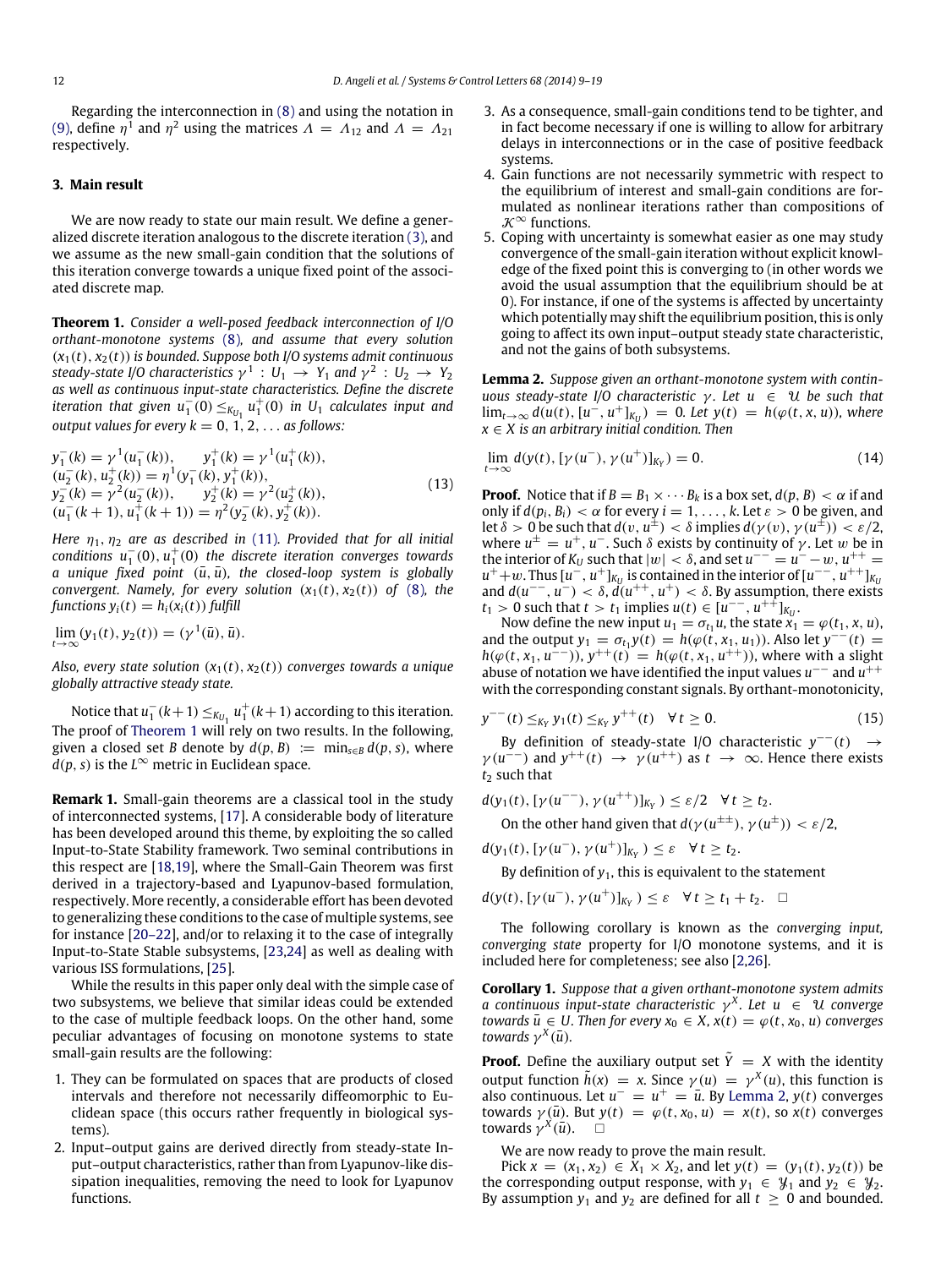Regarding the interconnection in (8) and using the notation in (9), define $\eta^1$ and $\eta^2$ using the matrices $\Lambda = \Lambda_{12}$ and $\Lambda = \Lambda_{21}$ respectively.

## 3. Main result

We are now ready to state our main result. We define a generalized discrete iteration analogous to the discrete iteration (3), and we assume as the new small-gain condition that the solutions of this iteration converge towards a unique fixed point of the associated discrete map.

**Theorem 1.** *Consider a well-posed feedback interconnection of I/O orthant-monotone systems (8), and assume that every solution $(x_1(t), x_2(t))$ is bounded. Suppose both I/O systems admit continuous steady-state I/O characteristics $\gamma^1 : U_1 \to Y_1$ and $\gamma^2 : U_2 \to Y_2$ as well as continuous input-state characteristics. Define the discrete iteration that given $u_1^-(0) \leq_{K_{U_1}} u_1^+(0)$ in $U_1$ calculates input and output values for every $k = 0, 1, 2, \ldots$ as follows:*

$$
\begin{aligned}
&y_1^-(k) = \gamma^1(u_1^-(k)), \qquad y_1^+(k) = \gamma^1(u_1^+(k)),\\
&(u_2^-(k), u_2^+(k)) = \eta^1(y_1^-(k), y_1^+(k)),\\
&y_2^-(k) = \gamma^2(u_2^-(k)), \qquad y_2^+(k) = \gamma^2(u_2^+(k)),\\
&(u_1^-(k+1), u_1^+(k+1)) = \eta^2(y_2^-(k), y_2^+(k)).
\end{aligned}
\tag{13}
$$

*Here $\eta_1, \eta_2$ are as described in (11). Provided that for all initial conditions $u_1^-(0), u_1^+(0)$ the discrete iteration converges towards a unique fixed point $(\bar{u}, \bar{u})$, the closed-loop system is globally convergent. Namely, for every solution $(x_1(t), x_2(t))$ of (8), the functions $y_i(t) = h_i(x_i(t))$ fulfill*

$$\lim_{t\to\infty} (y_1(t), y_2(t)) = (\gamma^1(\bar{u}), \bar{u}).$$

*Also, every state solution $(x_1(t), x_2(t))$ converges towards a unique globally attractive steady state.*

Notice that $u_1^-(k+1) \leq_{K_{U_1}} u_1^+(k+1)$ according to this iteration. The proof of Theorem 1 will rely on two results. In the following, given a closed set $B$ denote by $d(p, B) := \min_{s\in B} d(p, s)$, where $d(p, s)$ is the $L^\infty$ metric in Euclidean space.

**Remark 1.** Small-gain theorems are a classical tool in the study of interconnected systems, [17]. A considerable body of literature has been developed around this theme, by exploiting the so called Input-to-State Stability framework. Two seminal contributions in this respect are [18,19], where the Small-Gain Theorem was first derived in a trajectory-based and Lyapunov-based formulation, respectively. More recently, a considerable effort has been devoted to generalizing these conditions to the case of multiple systems, see for instance [20–22], and/or to relaxing it to the case of integrally Input-to-State Stable subsystems, [23,24] as well as dealing with various ISS formulations, [25].

While the results in this paper only deal with the simple case of two subsystems, we believe that similar ideas could be extended to the case of multiple feedback loops. On the other hand, some peculiar advantages of focusing on monotone systems to state small-gain results are the following:

1. They can be formulated on spaces that are products of closed intervals and therefore not necessarily diffeomorphic to Euclidean space (this occurs rather frequently in biological systems).
2. Input–output gains are derived directly from steady-state Input–output characteristics, rather than from Lyapunov-like dissipation inequalities, removing the need to look for Lyapunov functions.
3. As a consequence, small-gain conditions tend to be tighter, and in fact become necessary if one is willing to allow for arbitrary delays in interconnections or in the case of positive feedback systems.
4. Gain functions are not necessarily symmetric with respect to the equilibrium of interest and small-gain conditions are formulated as nonlinear iterations rather than compositions of $\mathcal{K}^\infty$ functions.
5. Coping with uncertainty is somewhat easier as one may study convergence of the small-gain iteration without explicit knowledge of the fixed point this is converging to (in other words we avoid the usual assumption that the equilibrium should be at 0). For instance, if one of the systems is affected by uncertainty which potentially may shift the equilibrium position, this is only going to affect its own input–output steady state characteristic, and not the gains of both subsystems.

**Lemma 2.** *Suppose given an orthant-monotone system with continuous steady-state I/O characteristic $\gamma$. Let $u \in \mathcal{U}$ be such that $\lim_{t\to\infty} d(u(t), [u^-, u^+]_{K_U}) = 0$. Let $y(t) = h(\varphi(t, x, u))$, where $x \in X$ is an arbitrary initial condition. Then*

$$\lim_{t\to\infty} d(y(t), [\gamma(u^-), \gamma(u^+)]_{K_Y}) = 0. \tag{14}$$

**Proof.** Notice that if $B = B_1 \times \cdots B_k$ is a box set, $d(p, B) < \alpha$ if and only if $d(p_i, B_i) < \alpha$ for every $i = 1, \ldots, k$. Let $\varepsilon > 0$ be given, and let $\delta > 0$ be such that $d(v, u^\pm) < \delta$ implies $d(\gamma(v), \gamma(u^\pm)) < \varepsilon/2$, where $u^\pm = u^+, u^-$. Such $\delta$ exists by continuity of $\gamma$. Let $w$ be in the interior of $K_U$ such that $|w| < \delta$, and set $u^{--} = u^- - w$, $u^{++} = u^+ + w$. Thus $[u^-, u^+]_{K_U}$ is contained in the interior of $[u^{--}, u^{++}]_{K_U}$ and $d(u^{--}, u^-) < \delta$, $d(u^{++}, u^+) < \delta$. By assumption, there exists $t_1 > 0$ such that $t > t_1$ implies $u(t) \in [u^{--}, u^{++}]_{K_U}$.

Now define the new input $u_1 = \sigma_{t_1} u$, the state $x_1 = \varphi(t_1, x, u_1)$, and the output $y_1 = \sigma_{t_1} y(t) = h(\varphi(t, x_1, u_1))$. Also let $y^{--}(t) = h(\varphi(t, x_1, u^{--}))$, $y^{++}(t) = h(\varphi(t, x_1, u^{++}))$, where with a slight abuse of notation we have identified the input values $u^{--}$ and $u^{++}$ with the corresponding constant signals. By orthant-monotonicity,

$$y^{--}(t) \leq_{K_Y} y_1(t) \leq_{K_Y} y^{++}(t) \quad \forall t \geq 0. \tag{15}$$

By definition of steady-state I/O characteristic $y^{--}(t) \to \gamma(u^{--})$ and $y^{++}(t) \to \gamma(u^{++})$ as $t \to \infty$. Hence there exists $t_2$ such that

$$d(y_1(t), [\gamma(u^{--}), \gamma(u^{++})]_{K_Y}) \leq \varepsilon/2 \quad \forall t \geq t_2.$$

On the other hand given that $d(\gamma(u^{\pm\pm}), \gamma(u^\pm)) < \varepsilon/2$,

$$d(y_1(t), [\gamma(u^-), \gamma(u^+)]_{K_Y}) \leq \varepsilon \quad \forall t \geq t_2.$$

By definition of $y_1$, this is equivalent to the statement

$$d(y(t), [\gamma(u^-), \gamma(u^+)]_{K_Y}) \leq \varepsilon \quad \forall t \geq t_1 + t_2. \quad \square$$

The following corollary is known as the *converging input, converging state* property for I/O monotone systems, and it is included here for completeness; see also [2,26].

**Corollary 1.** *Suppose that a given orthant-monotone system admits a continuous input-state characteristic $\gamma^X$. Let $u \in \mathcal{U}$ converge towards $\bar{u} \in U$. Then for every $x_0 \in X$, $x(t) = \varphi(t, x_0, u)$ converges towards $\gamma^X(\bar{u})$.*

**Proof.** Define the auxiliary output set $\tilde{Y} = X$ with the identity output function $\tilde{h}(x) = x$. Since $\gamma(u) = \gamma^X(u)$, this function is also continuous. Let $u^- = u^+ = \bar{u}$. By Lemma 2, $y(t)$ converges towards $\gamma(\bar{u})$. But $y(t) = \varphi(t, x_0, u) = x(t)$, so $x(t)$ converges towards $\gamma^X(\bar{u})$. $\quad \square$

We are now ready to prove the main result.

Pick $x = (x_1, x_2) \in X_1 \times X_2$, and let $y(t) = (y_1(t), y_2(t))$ be the corresponding output response, with $y_1 \in \mathcal{Y}_1$ and $y_2 \in \mathcal{Y}_2$. By assumption $y_1$ and $y_2$ are defined for all $t \geq 0$ and bounded.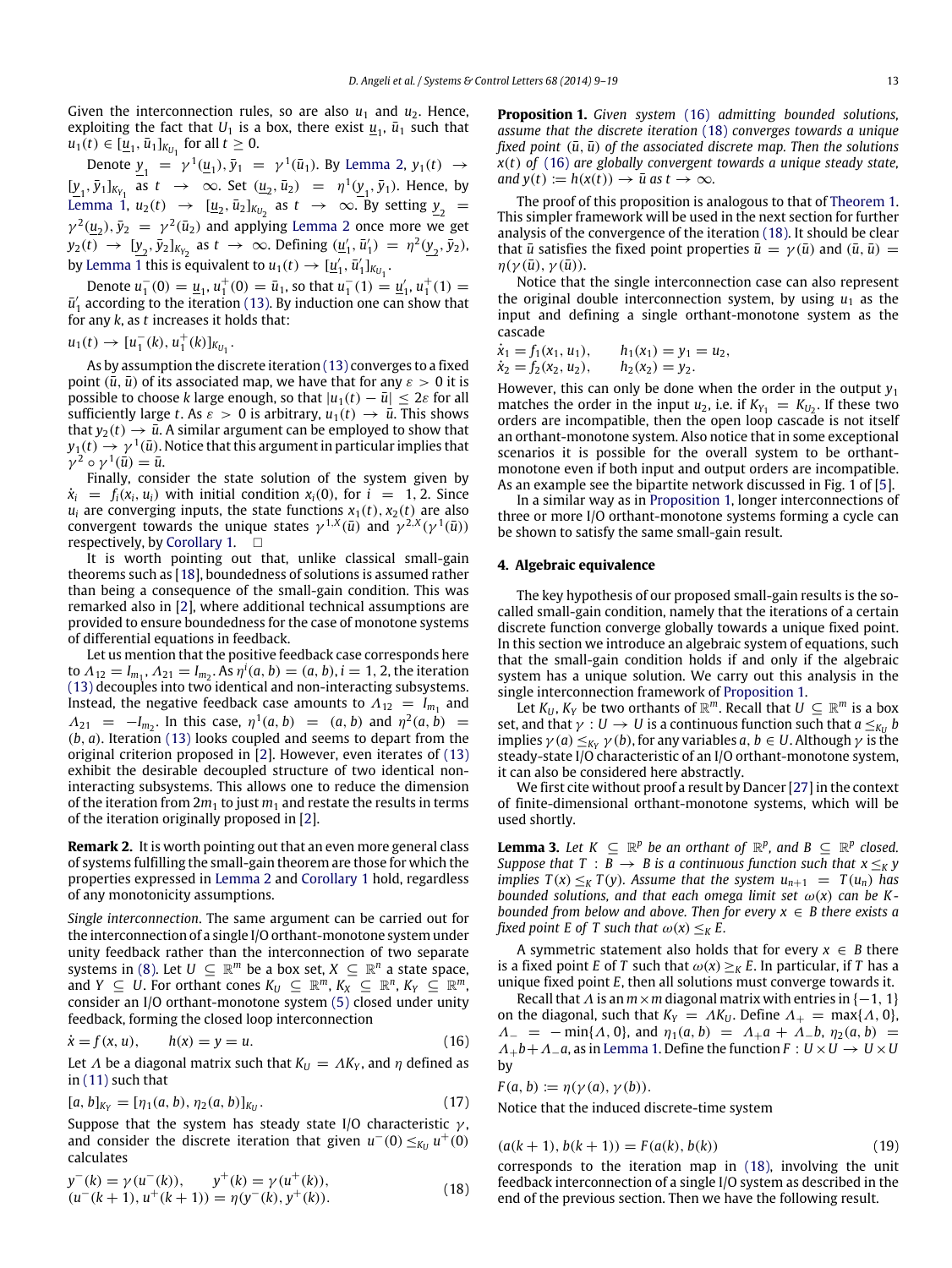Given the interconnection rules, so are also $u_1$ and $u_2$. Hence, exploiting the fact that $U_1$ is a box, there exist $\underline{u}_1$, $\bar{u}_1$ such that $u_1(t) \in [\underline{u}_1, \bar{u}_1]_{K_{U_1}}$ for all $t \geq 0$.

Denote $\underline{y}_1 = \gamma^1(\underline{u}_1), \bar{y}_1 = \gamma^1(\bar{u}_1)$. By Lemma 2, $y_1(t) \to [\underline{y}_1, \bar{y}_1]_{K_{Y_1}}$ as $t \to \infty$. Set $(\underline{u}_2, \bar{u}_2) = \eta^1(\underline{y}_1, \bar{y}_1)$. Hence, by Lemma 1, $u_2(t) \to [\underline{u}_2, \bar{u}_2]_{K_{U_2}}$ as $t \to \infty$. By setting $\underline{y}_2 = \gamma^2(\underline{u}_2), \bar{y}_2 = \gamma^2(\bar{u}_2)$ and applying Lemma 2 once more we get $y_2(t) \to [\underline{y}_2, \bar{y}_2]_{K_{Y_2}}$ as $t \to \infty$. Defining $(\underline{u}_1', \bar{u}_1') = \eta^2(\underline{y}_2, \bar{y}_2)$, by Lemma 1 this is equivalent to $u_1(t) \to [\underline{u}_1', \bar{u}_1']_{K_{U_1}}$.

Denote $u_1^-(0) = \underline{u}_1, u_1^+(0) = \bar{u}_1$, so that $u_1^-(1) = \underline{u}_1', u_1^+(1) = \bar{u}_1'$ according to the iteration (13). By induction one can show that for any $k$, as $t$ increases it holds that:

$$u_1(t) \to [u_1^-(k), u_1^+(k)]_{K_{U_1}}.$$

As by assumption the discrete iteration (13) converges to a fixed point $(\bar{u}, \bar{u})$ of its associated map, we have that for any $\varepsilon > 0$ it is possible to choose $k$ large enough, so that $|u_1(t) - \bar{u}| \leq 2\varepsilon$ for all sufficiently large $t$. As $\varepsilon > 0$ is arbitrary, $u_1(t) \to \bar{u}$. This shows that $y_2(t) \to \bar{u}$. A similar argument can be employed to show that $y_1(t) \to \gamma^1(\bar{u})$. Notice that this argument in particular implies that $\gamma^2 \circ \gamma^1(\bar{u}) = \bar{u}$.

Finally, consider the state solution of the system given by $\dot{x}_i = f_i(x_i, u_i)$ with initial condition $x_i(0)$, for $i = 1, 2$. Since $u_i$ are converging inputs, the state functions $x_1(t), x_2(t)$ are also convergent towards the unique states $\gamma^{1,X}(\bar{u})$ and $\gamma^{2,X}(\gamma^1(\bar{u}))$ respectively, by Corollary 1. $\square$

It is worth pointing out that, unlike classical small-gain theorems such as [18], boundedness of solutions is assumed rather than being a consequence of the small-gain condition. This was remarked also in [2], where additional technical assumptions are provided to ensure boundedness for the case of monotone systems of differential equations in feedback.

Let us mention that the positive feedback case corresponds here to $\Lambda_{12} = I_{m_1}, \Lambda_{21} = I_{m_2}$. As $\eta^i(a, b) = (a, b), i = 1, 2$, the iteration (13) decouples into two identical and non-interacting subsystems. Instead, the negative feedback case amounts to $\Lambda_{12} = I_{m_1}$ and $\Lambda_{21} = -I_{m_2}$. In this case, $\eta^1(a, b) = (a, b)$ and $\eta^2(a, b) = (b, a)$. Iteration (13) looks coupled and seems to depart from the original criterion proposed in [2]. However, even iterates of (13) exhibit the desirable decoupled structure of two identical non-interacting subsystems. This allows one to reduce the dimension of the iteration from $2m_1$ to just $m_1$ and restate the results in terms of the iteration originally proposed in [2].

**Remark 2.** It is worth pointing out that an even more general class of systems fulfilling the small-gain theorem are those for which the properties expressed in Lemma 2 and Corollary 1 hold, regardless of any monotonicity assumptions.

*Single interconnection*. The same argument can be carried out for the interconnection of a single I/O orthant-monotone system under unity feedback rather than the interconnection of two separate systems in (8). Let $U \subseteq \mathbb{R}^m$ be a box set, $X \subseteq \mathbb{R}^n$ a state space, and $Y \subseteq U$. For orthant cones $K_U \subseteq \mathbb{R}^m$, $K_X \subseteq \mathbb{R}^n$, $K_Y \subseteq \mathbb{R}^m$, consider an I/O orthant-monotone system (5) closed under unity feedback, forming the closed loop interconnection

$$\dot{x} = f(x, u), \qquad h(x) = y = u. \tag{16}$$

Let $\Lambda$ be a diagonal matrix such that $K_U = \Lambda K_Y$, and $\eta$ defined as in (11) such that

$$[a, b]_{K_Y} = [\eta_1(a, b), \eta_2(a, b)]_{K_U}. \tag{17}$$

Suppose that the system has steady state I/O characteristic $\gamma$, and consider the discrete iteration that given $u^-(0) \leq_{K_U} u^+(0)$ calculates

$$\begin{aligned} &y^-(k) = \gamma(u^-(k)), \qquad y^+(k) = \gamma(u^+(k)), \\ &(u^-(k+1), u^+(k+1)) = \eta(y^-(k), y^+(k)). \end{aligned} \tag{18}$$

**Proposition 1.** *Given system (16) admitting bounded solutions, assume that the discrete iteration (18) converges towards a unique fixed point $(\bar{u}, \bar{u})$ of the associated discrete map. Then the solutions $x(t)$ of (16) are globally convergent towards a unique steady state, and $y(t) := h(x(t)) \to \bar{u}$ as $t \to \infty$.*

The proof of this proposition is analogous to that of Theorem 1. This simpler framework will be used in the next section for further analysis of the convergence of the iteration (18). It should be clear that $\bar{u}$ satisfies the fixed point properties $\bar{u} = \gamma(\bar{u})$ and $(\bar{u}, \bar{u}) = \eta(\gamma(\bar{u}), \gamma(\bar{u}))$.

Notice that the single interconnection case can also represent the original double interconnection system, by using $u_1$ as the input and defining a single orthant-monotone system as the cascade

$$\begin{aligned} &\dot{x}_1 = f_1(x_1, u_1), \qquad h_1(x_1) = y_1 = u_2, \\ &\dot{x}_2 = f_2(x_2, u_2), \qquad h_2(x_2) = y_2. \end{aligned}$$

However, this can only be done when the order in the output $y_1$ matches the order in the input $u_2$, i.e. if $K_{Y_1} = K_{U_2}$. If these two orders are incompatible, then the open loop cascade is not itself an orthant-monotone system. Also notice that in some exceptional scenarios it is possible for the overall system to be orthant-monotone even if both input and output orders are incompatible. As an example see the bipartite network discussed in Fig. 1 of [5].

In a similar way as in Proposition 1, longer interconnections of three or more I/O orthant-monotone systems forming a cycle can be shown to satisfy the same small-gain result.

## 4. Algebraic equivalence

The key hypothesis of our proposed small-gain results is the so-called small-gain condition, namely that the iterations of a certain discrete function converge globally towards a unique fixed point. In this section we introduce an algebraic system of equations, such that the small-gain condition holds if and only if the algebraic system has a unique solution. We carry out this analysis in the single interconnection framework of Proposition 1.

Let $K_U$, $K_Y$ be two orthants of $\mathbb{R}^m$. Recall that $U \subseteq \mathbb{R}^m$ is a box set, and that $\gamma : U \to U$ is a continuous function such that $a \leq_{K_U} b$ implies $\gamma(a) \leq_{K_Y} \gamma(b)$, for any variables $a, b \in U$. Although $\gamma$ is the steady-state I/O characteristic of an I/O orthant-monotone system, it can also be considered here abstractly.

We first cite without proof a result by Dancer [27] in the context of finite-dimensional orthant-monotone systems, which will be used shortly.

**Lemma 3.** *Let $K \subseteq \mathbb{R}^p$ be an orthant of $\mathbb{R}^p$, and $B \subseteq \mathbb{R}^p$ closed. Suppose that $T : B \to B$ is a continuous function such that $x \leq_K y$ implies $T(x) \leq_K T(y)$. Assume that the system $u_{n+1} = T(u_n)$ has bounded solutions, and that each omega limit set $\omega(x)$ can be $K$-bounded from below and above. Then for every $x \in B$ there exists a fixed point $E$ of $T$ such that $\omega(x) \leq_K E$.*

A symmetric statement also holds that for every $x \in B$ there is a fixed point $E$ of $T$ such that $\omega(x) \geq_K E$. In particular, if $T$ has a unique fixed point $E$, then all solutions must converge towards it.

Recall that $\Lambda$ is an $m \times m$ diagonal matrix with entries in $\{-1, 1\}$ on the diagonal, such that $K_Y = \Lambda K_U$. Define $\Lambda_+ = \max\{\Lambda, 0\}$, $\Lambda_- = -\min\{\Lambda, 0\}$, and $\eta_1(a, b) = \Lambda_+ a + \Lambda_- b$, $\eta_2(a, b) = \Lambda_+ b + \Lambda_- a$, as in Lemma 1. Define the function $F : U \times U \to U \times U$ by

$$F(a, b) := \eta(\gamma(a), \gamma(b)).$$

Notice that the induced discrete-time system

$$(a(k+1), b(k+1)) = F(a(k), b(k)) \tag{19}$$

corresponds to the iteration map in (18), involving the unit feedback interconnection of a single I/O system as described in the end of the previous section. Then we have the following result.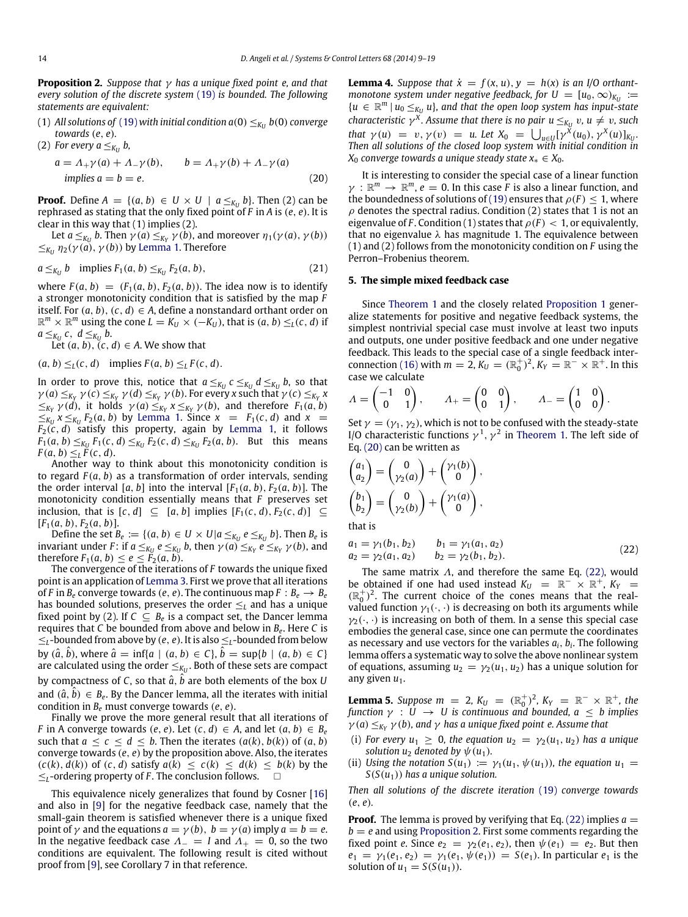**Proposition 2.** *Suppose that $\gamma$ has a unique fixed point $e$, and that every solution of the discrete system (19) is bounded. The following statements are equivalent:*

(1) *All solutions of (19) with initial condition $a(0) \leq_{K_U} b(0)$ converge towards $(e, e)$.*

(2) *For every $a \leq_{K_U} b$,*

$$a = \Lambda_+ \gamma(a) + \Lambda_- \gamma(b), \qquad b = \Lambda_+ \gamma(b) + \Lambda_- \gamma(a)$$
$$\text{implies } a = b = e. \tag{20}$$

**Proof.** Define $A = \{(a, b) \in U \times U \mid a \leq_{K_U} b\}$. Then (2) can be rephrased as stating that the only fixed point of $F$ in $A$ is $(e, e)$. It is clear in this way that (1) implies (2).

Let $a \leq_{K_U} b$. Then $\gamma(a) \leq_{K_Y} \gamma(b)$, and moreover $\eta_1(\gamma(a), \gamma(b)) \leq_{K_U} \eta_2(\gamma(a), \gamma(b))$ by Lemma 1. Therefore

$$a \leq_{K_U} b \quad \text{implies } F_1(a, b) \leq_{K_U} F_2(a, b), \tag{21}$$

where $F(a, b) = (F_1(a, b), F_2(a, b))$. The idea now is to identify a stronger monotonicity condition that is satisfied by the map $F$ itself. For $(a, b), (c, d) \in A$, define a nonstandard orthant order on $\mathbb{R}^m \times \mathbb{R}^m$ using the cone $L = K_U \times (-K_U)$, that is $(a, b) \leq_L (c, d)$ if $a \leq_{K_U} c,\ d \leq_{K_U} b$.

Let $(a, b), (c, d) \in A$. We show that

$$(a, b) \leq_L (c, d) \quad \text{implies } F(a, b) \leq_L F(c, d).$$

In order to prove this, notice that $a \leq_{K_U} c \leq_{K_U} d \leq_{K_U} b$, so that $\gamma(a) \leq_{K_Y} \gamma(c) \leq_{K_Y} \gamma(d) \leq_{K_Y} \gamma(b)$. For every $x$ such that $\gamma(c) \leq_{K_Y} x \leq_{K_Y} \gamma(d)$, it holds $\gamma(a) \leq_{K_Y} x \leq_{K_Y} \gamma(b)$, and therefore $F_1(a, b) \leq_{K_U} x \leq_{K_U} F_2(a, b)$ by Lemma 1. Since $x = F_1(c, d)$ and $x = F_2(c, d)$ satisfy this property, again by Lemma 1, it follows $F_1(a, b) \leq_{K_U} F_1(c, d) \leq_{K_U} F_2(c, d) \leq_{K_U} F_2(a, b)$. But this means $F(a, b) \leq_L F(c, d)$.

Another way to think about this monotonicity condition is to regard $F(a, b)$ as a transformation of order intervals, sending the order interval $[a, b]$ into the interval $[F_1(a, b), F_2(a, b)]$. The monotonicity condition essentially means that $F$ preserves set inclusion, that is $[c, d] \subseteq [a, b]$ implies $[F_1(c, d), F_2(c, d)] \subseteq [F_1(a, b), F_2(a, b)]$.

Define the set $B_e := \{(a, b) \in U \times U | a \leq_{K_U} e \leq_{K_U} b\}$. Then $B_e$ is invariant under $F$: if $a \leq_{K_U} e \leq_{K_U} b$, then $\gamma(a) \leq_{K_Y} e \leq_{K_Y} \gamma(b)$, and therefore $F_1(a, b) \leq e \leq F_2(a, b)$.

The convergence of the iterations of $F$ towards the unique fixed point is an application of Lemma 3. First we prove that all iterations of $F$ in $B_e$ converge towards $(e, e)$. The continuous map $F : B_e \to B_e$ has bounded solutions, preserves the order $\leq_L$ and has a unique fixed point by (2). If $C \subseteq B_e$ is a compact set, the Dancer lemma requires that $C$ be bounded from above and below in $B_e$. Here $C$ is $\leq_L$-bounded from above by $(e, e)$. It is also $\leq_L$-bounded from below by $(\hat{a}, \hat{b})$, where $\hat{a} = \inf\{a \mid (a, b) \in C\}$, $\hat{b} = \sup\{b \mid (a, b) \in C\}$ are calculated using the order $\leq_{K_U}$. Both of these sets are compact by compactness of $C$, so that $\hat{a}, \hat{b}$ are both elements of the box $U$ and $(\hat{a}, \hat{b}) \in B_e$. By the Dancer lemma, all the iterates with initial condition in $B_e$ must converge towards $(e, e)$.

Finally we prove the more general result that all iterations of $F$ in A converge towards $(e, e)$. Let $(c, d) \in A$, and let $(a, b) \in B_e$ such that $a \leq c \leq d \leq b$. Then the iterates $(a(k), b(k))$ of $(a, b)$ converge towards $(e, e)$ by the proposition above. Also, the iterates $(c(k), d(k))$ of $(c, d)$ satisfy $a(k) \leq c(k) \leq d(k) \leq b(k)$ by the $\leq_L$-ordering property of $F$. The conclusion follows. □

This equivalence nicely generalizes that found by Cosner [16] and also in [9] for the negative feedback case, namely that the small-gain theorem is satisfied whenever there is a unique fixed point of $\gamma$ and the equations $a = \gamma(b)$, $b = \gamma(a)$ imply $a = b = e$. In the negative feedback case $\Lambda_- = I$ and $\Lambda_+ = 0$, so the two conditions are equivalent. The following result is cited without proof from [9], see Corollary 7 in that reference.

**Lemma 4.** *Suppose that $\dot{x} = f(x, u)$, $y = h(x)$ is an I/O orthant-monotone system under negative feedback, for $U = [u_0, \infty)_{K_U} := \{u \in \mathbb{R}^m \mid u_0 \leq_{K_U} u\}$, and that the open loop system has input-state characteristic $\gamma^X$. Assume that there is no pair $u \leq_{K_U} v$, $u \neq v$, such that $\gamma(u) = v$, $\gamma(v) = u$. Let $X_0 = \bigcup_{u \in U} [\gamma^X(u_0), \gamma^X(u)]_{K_X}$. Then all solutions of the closed loop system with initial condition in $X_0$ converge towards a unique steady state $x_* \in X_0$.*

It is interesting to consider the special case of a linear function $\gamma : \mathbb{R}^m \to \mathbb{R}^m$, $e = 0$. In this case $F$ is also a linear function, and the boundedness of solutions of (19) ensures that $\rho(F) \leq 1$, where $\rho$ denotes the spectral radius. Condition (2) states that 1 is not an eigenvalue of $F$. Condition (1) states that $\rho(F) < 1$, or equivalently, that no eigenvalue $\lambda$ has magnitude 1. The equivalence between (1) and (2) follows from the monotonicity condition on $F$ using the Perron–Frobenius theorem.

## 5. The simple mixed feedback case

Since Theorem 1 and the closely related Proposition 1 generalize statements for positive and negative feedback systems, the simplest nontrivial special case must involve at least two inputs and outputs, one under positive feedback and one under negative feedback. This leads to the special case of a single feedback interconnection (16) with $m = 2$, $K_U = (\mathbb{R}_0^+)^2$, $K_Y = \mathbb{R}^- \times \mathbb{R}^+$. In this case we calculate

$$\Lambda = \begin{pmatrix} -1 & 0 \\ 0 & 1 \end{pmatrix}, \qquad \Lambda_+ = \begin{pmatrix} 0 & 0 \\ 0 & 1 \end{pmatrix}, \qquad \Lambda_- = \begin{pmatrix} 1 & 0 \\ 0 & 0 \end{pmatrix}.$$

Set $\gamma = (\gamma_1, \gamma_2)$, which is not to be confused with the steady-state I/O characteristic functions $\gamma^1, \gamma^2$ in Theorem 1. The left side of Eq. (20) can be written as

$$\begin{pmatrix} a_1 \\ a_2 \end{pmatrix} = \begin{pmatrix} 0 \\ \gamma_2(a) \end{pmatrix} + \begin{pmatrix} \gamma_1(b) \\ 0 \end{pmatrix},$$
$$\begin{pmatrix} b_1 \\ b_2 \end{pmatrix} = \begin{pmatrix} 0 \\ \gamma_2(b) \end{pmatrix} + \begin{pmatrix} \gamma_1(a) \\ 0 \end{pmatrix},$$

that is

$$\begin{aligned} a_1 &= \gamma_1(b_1, b_2) & b_1 &= \gamma_1(a_1, a_2) \\ a_2 &= \gamma_2(a_1, a_2) & b_2 &= \gamma_2(b_1, b_2). \end{aligned} \tag{22}$$

The same matrix $\Lambda$, and therefore the same Eq. (22), would be obtained if one had used instead $K_U = \mathbb{R}^- \times \mathbb{R}^+$, $K_Y = (\mathbb{R}_0^+)^2$. The current choice of the cones means that the real-valued function $\gamma_1(\cdot, \cdot)$ is decreasing on both its arguments while $\gamma_2(\cdot, \cdot)$ is increasing on both of them. In a sense this special case embodies the general case, since one can permute the coordinates as necessary and use vectors for the variables $a_i$, $b_i$. The following lemma offers a systematic way to solve the above nonlinear system of equations, assuming $u_2 = \gamma_2(u_1, u_2)$ has a unique solution for any given $u_1$.

**Lemma 5.** *Suppose $m = 2$, $K_U = (\mathbb{R}_0^+)^2$, $K_Y = \mathbb{R}^- \times \mathbb{R}^+$, the function $\gamma : U \to U$ is continuous and bounded, $a \leq b$ implies $\gamma(a) \leq_{K_Y} \gamma(b)$, and $\gamma$ has a unique fixed point $e$. Assume that*

(i) *For every $u_1 \geq 0$, the equation $u_2 = \gamma_2(u_1, u_2)$ has a unique solution $u_2$ denoted by $\psi(u_1)$.*

(ii) *Using the notation $S(u_1) := \gamma_1(u_1, \psi(u_1))$, the equation $u_1 = S(S(u_1))$ has a unique solution.*

*Then all solutions of the discrete iteration (19) converge towards $(e, e)$.*

**Proof.** The lemma is proved by verifying that Eq. (22) implies $a = b = e$ and using Proposition 2. First some comments regarding the fixed point $e$. Since $e_2 = \gamma_2(e_1, e_2)$, then $\psi(e_1) = e_2$. But then $e_1 = \gamma_1(e_1, e_2) = \gamma_1(e_1, \psi(e_1)) = S(e_1)$. In particular $e_1$ is the solution of $u_1 = S(S(u_1))$.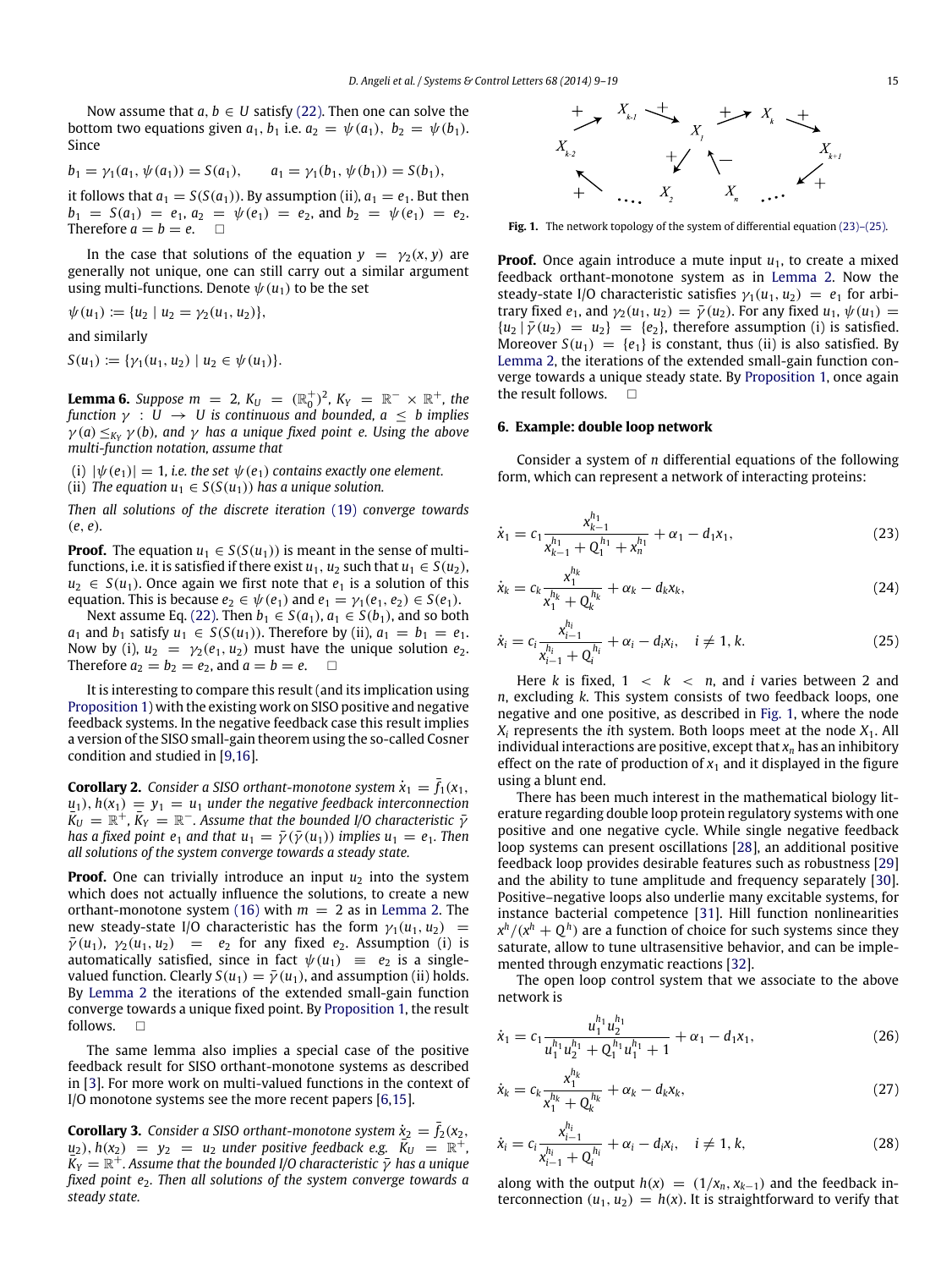Now assume that $a, b \in U$ satisfy (22). Then one can solve the bottom two equations given $a_1, b_1$ i.e. $a_2 = \psi(a_1),\ b_2 = \psi(b_1)$. Since

$$b_1 = \gamma_1(a_1, \psi(a_1)) = S(a_1), \qquad a_1 = \gamma_1(b_1, \psi(b_1)) = S(b_1),$$

it follows that $a_1 = S(S(a_1))$. By assumption (ii), $a_1 = e_1$. But then $b_1 = S(a_1) = e_1$, $a_2 = \psi(e_1) = e_2$, and $b_2 = \psi(e_1) = e_2$. Therefore $a = b = e$. □

In the case that solutions of the equation $y = \gamma_2(x, y)$ are generally not unique, one can still carry out a similar argument using multi-functions. Denote $\psi(u_1)$ to be the set

$$\psi(u_1) := \{u_2 \mid u_2 = \gamma_2(u_1, u_2)\},$$

and similarly

$$S(u_1) := \{\gamma_1(u_1, u_2) \mid u_2 \in \psi(u_1)\}.$$

**Lemma 6.** *Suppose $m = 2$, $K_U = (\mathbb{R}_0^+)^2$, $K_Y = \mathbb{R}^- \times \mathbb{R}^+$, the function $\gamma : U \to U$ is continuous and bounded, $a \leq b$ implies $\gamma(a) \leq_{K_Y} \gamma(b)$, and $\gamma$ has a unique fixed point $e$. Using the above multi-function notation, assume that*

(i) $|\psi(e_1)| = 1$, *i.e. the set $\psi(e_1)$ contains exactly one element.*
(ii) *The equation $u_1 \in S(S(u_1))$ has a unique solution.*

*Then all solutions of the discrete iteration (19) converge towards $(e, e)$.*

**Proof.** The equation $u_1 \in S(S(u_1))$ is meant in the sense of multi-functions, i.e. it is satisfied if there exist $u_1, u_2$ such that $u_1 \in S(u_2)$, $u_2 \in S(u_1)$. Once again we first note that $e_1$ is a solution of this equation. This is because $e_2 \in \psi(e_1)$ and $e_1 = \gamma_1(e_1, e_2) \in S(e_1)$.

Next assume Eq. (22). Then $b_1 \in S(a_1)$, $a_1 \in S(b_1)$, and so both $a_1$ and $b_1$ satisfy $u_1 \in S(S(u_1))$. Therefore by (ii), $a_1 = b_1 = e_1$. Now by (i), $u_2 = \gamma_2(e_1, u_2)$ must have the unique solution $e_2$. Therefore $a_2 = b_2 = e_2$, and $a = b = e$. □

It is interesting to compare this result (and its implication using Proposition 1) with the existing work on SISO positive and negative feedback systems. In the negative feedback case this result implies a version of the SISO small-gain theorem using the so-called Cosner condition and studied in [9,16].

**Corollary 2.** *Consider a SISO orthant-monotone system $\dot{x}_1 = \bar{f}_1(x_1, u_1)$, $h(x_1) = y_1 = u_1$ under the negative feedback interconnection $\bar{K}_U = \mathbb{R}^+$, $\bar{K}_Y = \mathbb{R}^-$. Assume that the bounded I/O characteristic $\bar{\gamma}$ has a fixed point $e_1$ and that $u_1 = \bar{\gamma}(\bar{\gamma}(u_1))$ implies $u_1 = e_1$. Then all solutions of the system converge towards a steady state.*

**Proof.** One can trivially introduce an input $u_2$ into the system which does not actually influence the solutions, to create a new orthant-monotone system (16) with $m = 2$ as in Lemma 2. The new steady-state I/O characteristic has the form $\gamma_1(u_1, u_2) = \bar{\gamma}(u_1)$, $\gamma_2(u_1, u_2) = e_2$ for any fixed $e_2$. Assumption (i) is automatically satisfied, since in fact $\psi(u_1) \equiv e_2$ is a single-valued function. Clearly $S(u_1) = \bar{\gamma}(u_1)$, and assumption (ii) holds. By Lemma 2 the iterations of the extended small-gain function converge towards a unique fixed point. By Proposition 1, the result follows. □

The same lemma also implies a special case of the positive feedback result for SISO orthant-monotone systems as described in [3]. For more work on multi-valued functions in the context of I/O monotone systems see the more recent papers [6,15].

**Corollary 3.** *Consider a SISO orthant-monotone system $\dot{x}_2 = \bar{f}_2(x_2, u_2)$, $h(x_2) = y_2 = u_2$ under positive feedback e.g. $\bar{K}_U = \mathbb{R}^+$, $\bar{K}_Y = \mathbb{R}^+$. Assume that the bounded I/O characteristic $\bar{\gamma}$ has a unique fixed point $e_2$. Then all solutions of the system converge towards a steady state.*

Fig. 1. The network topology of the system of differential equation (23)–(25).

**Proof.** Once again introduce a mute input $u_1$, to create a mixed feedback orthant-monotone system as in Lemma 2. Now the steady-state I/O characteristic satisfies $\gamma_1(u_1, u_2) = e_1$ for arbitrary fixed $e_1$, and $\gamma_2(u_1, u_2) = \bar{\gamma}(u_2)$. For any fixed $u_1$, $\psi(u_1) = \{u_2 \mid \bar{\gamma}(u_2) = u_2\} = \{e_2\}$, therefore assumption (i) is satisfied. Moreover $S(u_1) = \{e_1\}$ is constant, thus (ii) is also satisfied. By Lemma 2, the iterations of the extended small-gain function converge towards a unique steady state. By Proposition 1, once again the result follows. □

## 6. Example: double loop network

Consider a system of $n$ differential equations of the following form, which can represent a network of interacting proteins:

$$\dot{x}_1 = c_1 \frac{x_{k-1}^{h_1}}{x_{k-1}^{h_1} + Q_1^{h_1} + x_n^{h_1}} + \alpha_1 - d_1 x_1, \tag{23}$$

$$\dot{x}_k = c_k \frac{x_1^{h_k}}{x_1^{h_k} + Q_k^{h_k}} + \alpha_k - d_k x_k, \tag{24}$$

$$\dot{x}_i = c_i \frac{x_{i-1}^{h_i}}{x_{i-1}^{h_i} + Q_i^{h_i}} + \alpha_i - d_i x_i, \quad i \neq 1, k. \tag{25}$$

Here $k$ is fixed, $1 < k < n$, and $i$ varies between 2 and $n$, excluding $k$. This system consists of two feedback loops, one negative and one positive, as described in Fig. 1, where the node $X_i$ represents the $i$th system. Both loops meet at the node $X_1$. All individual interactions are positive, except that $x_n$ has an inhibitory effect on the rate of production of $x_1$ and it displayed in the figure using a blunt end.

There has been much interest in the mathematical biology literature regarding double loop protein regulatory systems with one positive and one negative cycle. While single negative feedback loop systems can present oscillations [28], an additional positive feedback loop provides desirable features such as robustness [29] and the ability to tune amplitude and frequency separately [30]. Positive–negative loops also underlie many excitable systems, for instance bacterial competence [31]. Hill function nonlinearities $x^h/(x^h + Q^h)$ are a function of choice for such systems since they saturate, allow to tune ultrasensitive behavior, and can be implemented through enzymatic reactions [32].

The open loop control system that we associate to the above network is

$$\dot{x}_1 = c_1 \frac{u_1^{h_1} u_2^{h_1}}{u_1^{h_1} u_2^{h_1} + Q_1^{h_1} u_1^{h_1} + 1} + \alpha_1 - d_1 x_1, \tag{26}$$

$$\dot{x}_k = c_k \frac{x_1^{h_k}}{x_1^{h_k} + Q_k^{h_k}} + \alpha_k - d_k x_k, \tag{27}$$

$$\dot{x}_i = c_i \frac{x_{i-1}^{h_i}}{x_{i-1}^{h_i} + Q_i^{h_i}} + \alpha_i - d_i x_i, \quad i \neq 1, k, \tag{28}$$

along with the output $h(x) = (1/x_n, x_{k-1})$ and the feedback interconnection $(u_1, u_2) = h(x)$. It is straightforward to verify that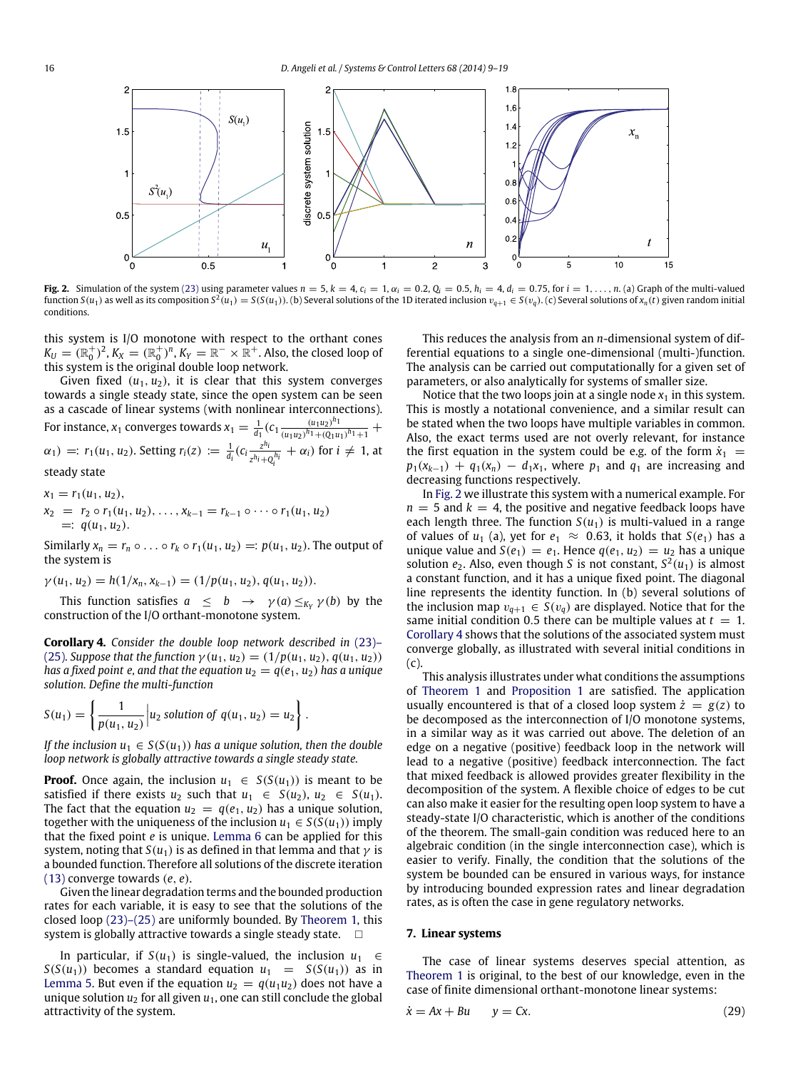**Fig. 2.** Simulation of the system (23) using parameter values $n = 5, k = 4, c_i = 1, \alpha_i = 0.2, Q_i = 0.5, h_i = 4, d_i = 0.75$, for $i = 1, \ldots, n$. (a) Graph of the multi-valued function $S(u_1)$ as well as its composition $S^2(u_1) = S(S(u_1))$. (b) Several solutions of the 1D iterated inclusion $v_{q+1} \in S(v_q)$. (c) Several solutions of $x_n(t)$ given random initial conditions.

this system is I/O monotone with respect to the orthant cones $K_U = (\mathbb{R}_0^+)^2, K_X = (\mathbb{R}_0^+)^n, K_Y = \mathbb{R}^- \times \mathbb{R}^+$. Also, the closed loop of this system is the original double loop network.

Given fixed $(u_1, u_2)$, it is clear that this system converges towards a single steady state, since the open system can be seen as a cascade of linear systems (with nonlinear interconnections). For instance, $x_1$ converges towards $x_1 = \frac{1}{d_1}(c_1 \frac{(u_1 u_2)^{h_1}}{(u_1 u_2)^{h_1} + (Q_1 u_1)^{h_1} + 1} + \alpha_1) =: r_1(u_1, u_2)$. Setting $r_i(z) := \frac{1}{d_i}(c_i \frac{z^{h_i}}{z^{h_i} + Q_i^{h_i}} + \alpha_i)$ for $i \neq 1$, at steady state

$$
\begin{aligned}
x_1 &= r_1(u_1, u_2), \\
x_2 &= r_2 \circ r_1(u_1, u_2), \ldots, x_{k-1} = r_{k-1} \circ \cdots \circ r_1(u_1, u_2) \\
&=: q(u_1, u_2).
\end{aligned}
$$

Similarly $x_n = r_n \circ \ldots \circ r_k \circ r_1(u_1, u_2) =: p(u_1, u_2)$. The output of the system is

$$\gamma(u_1, u_2) = h(1/x_n, x_{k-1}) = (1/p(u_1, u_2), q(u_1, u_2)).$$

This function satisfies $a \leq b \rightarrow \gamma(a) \leq_{K_Y} \gamma(b)$ by the construction of the I/O orthant-monotone system.

**Corollary 4.** *Consider the double loop network described in (23)–(25). Suppose that the function $\gamma(u_1, u_2) = (1/p(u_1, u_2), q(u_1, u_2))$ has a fixed point $e$, and that the equation $u_2 = q(e_1, u_2)$ has a unique solution. Define the multi-function*

$$S(u_1) = \left\{ \frac{1}{p(u_1, u_2)} \Big| u_2 \text{ solution of } q(u_1, u_2) = u_2 \right\}.$$

*If the inclusion $u_1 \in S(S(u_1))$ has a unique solution, then the double loop network is globally attractive towards a single steady state.*

**Proof.** Once again, the inclusion $u_1 \in S(S(u_1))$ is meant to be satisfied if there exists $u_2$ such that $u_1 \in S(u_2)$, $u_2 \in S(u_1)$. The fact that the equation $u_2 = q(e_1, u_2)$ has a unique solution, together with the uniqueness of the inclusion $u_1 \in S(S(u_1))$ imply that the fixed point $e$ is unique. Lemma 6 can be applied for this system, noting that $S(u_1)$ is as defined in that lemma and that $\gamma$ is a bounded function. Therefore all solutions of the discrete iteration (13) converge towards $(e, e)$.

Given the linear degradation terms and the bounded production rates for each variable, it is easy to see that the solutions of the closed loop (23)–(25) are uniformly bounded. By Theorem 1, this system is globally attractive towards a single steady state. $\square$

In particular, if $S(u_1)$ is single-valued, the inclusion $u_1 \in S(S(u_1))$ becomes a standard equation $u_1 = S(S(u_1))$ as in Lemma 5. But even if the equation $u_2 = q(u_1 u_2)$ does not have a unique solution $u_2$ for all given $u_1$, one can still conclude the global attractivity of the system.

This reduces the analysis from an $n$-dimensional system of differential equations to a single one-dimensional (multi-)function. The analysis can be carried out computationally for a given set of parameters, or also analytically for systems of smaller size.

Notice that the two loops join at a single node $x_1$ in this system. This is mostly a notational convenience, and a similar result can be stated when the two loops have multiple variables in common. Also, the exact terms used are not overly relevant, for instance the first equation in the system could be e.g. of the form $\dot{x}_1 = p_1(x_{k-1}) + q_1(x_n) - d_1 x_1$, where $p_1$ and $q_1$ are increasing and decreasing functions respectively.

In Fig. 2 we illustrate this system with a numerical example. For $n = 5$ and $k = 4$, the positive and negative feedback loops have each length three. The function $S(u_1)$ is multi-valued in a range of values of $u_1$ (a), yet for $e_1 \approx 0.63$, it holds that $S(e_1)$ has a unique value and $S(e_1) = e_1$. Hence $q(e_1, u_2) = u_2$ has a unique solution $e_2$. Also, even though $S$ is not constant, $S^2(u_1)$ is almost a constant function, and it has a unique fixed point. The diagonal line represents the identity function. In (b) several solutions of the inclusion map $v_{q+1} \in S(v_q)$ are displayed. Notice that for the same initial condition 0.5 there can be multiple values at $t = 1$. Corollary 4 shows that the solutions of the associated system must converge globally, as illustrated with several initial conditions in (c).

This analysis illustrates under what conditions the assumptions of Theorem 1 and Proposition 1 are satisfied. The application usually encountered is that of a closed loop system $\dot{z} = g(z)$ to be decomposed as the interconnection of I/O monotone systems, in a similar way as it was carried out above. The deletion of an edge on a negative (positive) feedback loop in the network will lead to a negative (positive) feedback interconnection. The fact that mixed feedback is allowed provides greater flexibility in the decomposition of the system. A flexible choice of edges to be cut can also make it easier for the resulting open loop system to have a steady-state I/O characteristic, which is another of the conditions of the theorem. The small-gain condition was reduced here to an algebraic condition (in the single interconnection case), which is easier to verify. Finally, the condition that the solutions of the system be bounded can be ensured in various ways, for instance by introducing bounded expression rates and linear degradation rates, as is often the case in gene regulatory networks.

## 7. Linear systems

The case of linear systems deserves special attention, as Theorem 1 is original, to the best of our knowledge, even in the case of finite dimensional orthant-monotone linear systems:

$$\dot{x} = Ax + Bu \qquad y = Cx. \tag{29}$$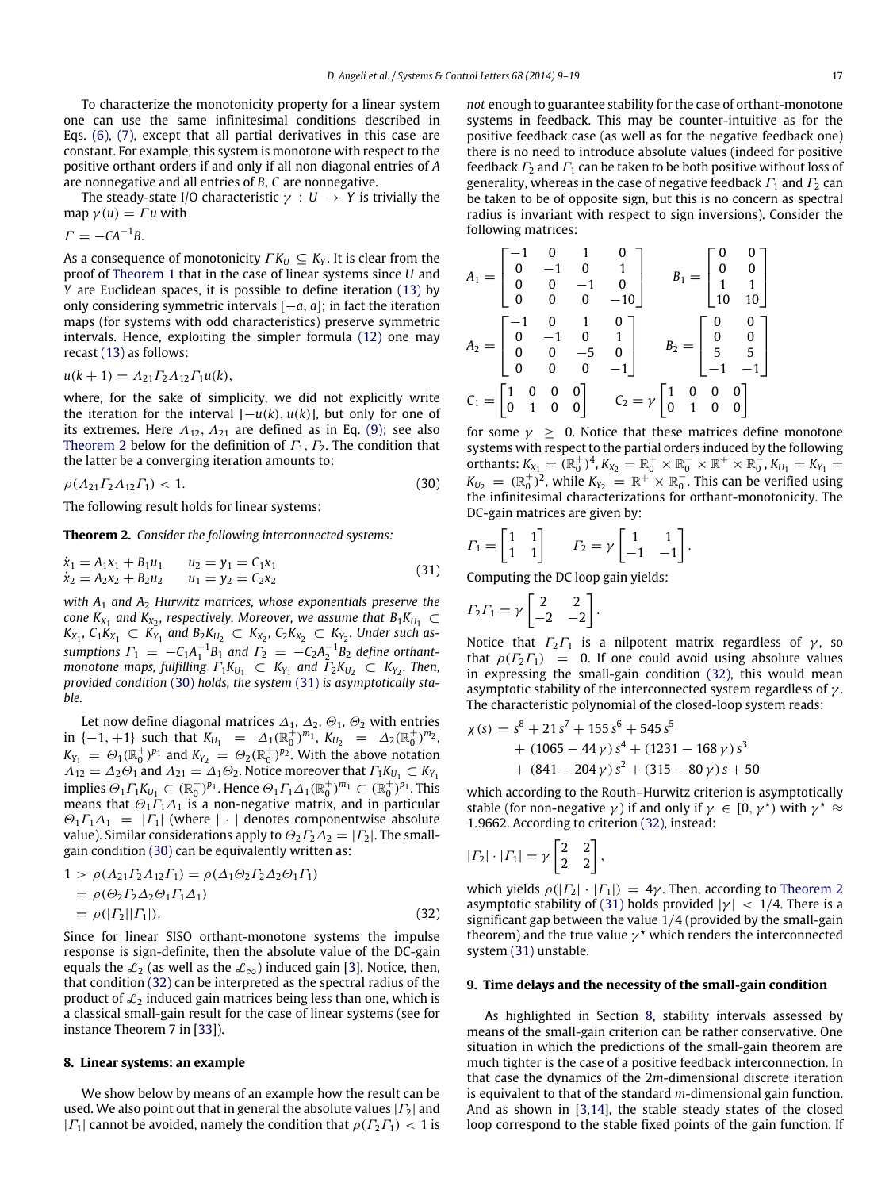To characterize the monotonicity property for a linear system one can use the same infinitesimal conditions described in Eqs. (6), (7), except that all partial derivatives in this case are constant. For example, this system is monotone with respect to the positive orthant orders if and only if all non diagonal entries of $A$ are nonnegative and all entries of $B$, $C$ are nonnegative.

The steady-state I/O characteristic $\gamma : U \to Y$ is trivially the map $\gamma(u) = \Gamma u$ with

$$\Gamma = -CA^{-1}B.$$

As a consequence of monotonicity $\Gamma K_U \subseteq K_Y$. It is clear from the proof of Theorem 1 that in the case of linear systems since $U$ and $Y$ are Euclidean spaces, it is possible to define iteration (13) by only considering symmetric intervals $[-a, a]$; in fact the iteration maps (for systems with odd characteristics) preserve symmetric intervals. Hence, exploiting the simpler formula (12) one may recast (13) as follows:

$$u(k+1) = \Lambda_{21}\Gamma_2\Lambda_{12}\Gamma_1 u(k),$$

where, for the sake of simplicity, we did not explicitly write the iteration for the interval $[-u(k), u(k)]$, but only for one of its extremes. Here $\Lambda_{12}$, $\Lambda_{21}$ are defined as in Eq. (9); see also Theorem 2 below for the definition of $\Gamma_1$, $\Gamma_2$. The condition that the latter be a converging iteration amounts to:

$$\rho(\Lambda_{21}\Gamma_2\Lambda_{12}\Gamma_1) < 1. \tag{30}$$

The following result holds for linear systems:

**Theorem 2.** *Consider the following interconnected systems:*

$$\begin{aligned} \dot{x}_1 &= A_1 x_1 + B_1 u_1 \qquad u_2 = y_1 = C_1 x_1 \\ \dot{x}_2 &= A_2 x_2 + B_2 u_2 \qquad u_1 = y_2 = C_2 x_2 \end{aligned} \tag{31}$$

*with $A_1$ and $A_2$ Hurwitz matrices, whose exponentials preserve the cone $K_{X_1}$ and $K_{X_2}$, respectively. Moreover, we assume that $B_1 K_{U_1} \subset K_{X_1}$, $C_1 K_{X_1} \subset K_{Y_1}$ and $B_2 K_{U_2} \subset K_{X_2}$, $C_2 K_{X_2} \subset K_{Y_2}$. Under such assumptions $\Gamma_1 = -C_1 A_1^{-1} B_1$ and $\Gamma_2 = -C_2 A_2^{-1} B_2$ define orthant-monotone maps, fulfilling $\Gamma_1 K_{U_1} \subset K_{Y_1}$ and $\Gamma_2 K_{U_2} \subset K_{Y_2}$. Then, provided condition (30) holds, the system (31) is asymptotically stable.*

Let now define diagonal matrices $\Delta_1$, $\Delta_2$, $\Theta_1$, $\Theta_2$ with entries in $\{-1, +1\}$ such that $K_{U_1} = \Delta_1(\mathbb{R}_0^+)^{m_1}$, $K_{U_2} = \Delta_2(\mathbb{R}_0^+)^{m_2}$, $K_{Y_1} = \Theta_1(\mathbb{R}_0^+)^{p_1}$ and $K_{Y_2} = \Theta_2(\mathbb{R}_0^+)^{p_2}$. With the above notation $\Lambda_{12} = \Delta_2\Theta_1$ and $\Lambda_{21} = \Delta_1\Theta_2$. Notice moreover that $\Gamma_1 K_{U_1} \subset K_{Y_1}$ implies $\Theta_1\Gamma_1 K_{U_1} \subset (\mathbb{R}_0^+)^{p_1}$. Hence $\Theta_1\Gamma_1\Delta_1(\mathbb{R}_0^+)^{m_1} \subset (\mathbb{R}_0^+)^{p_1}$. This means that $\Theta_1\Gamma_1\Delta_1$ is a non-negative matrix, and in particular $\Theta_1\Gamma_1\Delta_1 = |\Gamma_1|$ (where $|\cdot|$ denotes componentwise absolute value). Similar considerations apply to $\Theta_2\Gamma_2\Delta_2 = |\Gamma_2|$. The small-gain condition (30) can be equivalently written as:

$$\begin{aligned} 1 &> \rho(\Lambda_{21}\Gamma_2\Lambda_{12}\Gamma_1) = \rho(\Delta_1\Theta_2\Gamma_2\Delta_2\Theta_1\Gamma_1) \\ &= \rho(\Theta_2\Gamma_2\Delta_2\Theta_1\Gamma_1\Delta_1) \\ &= \rho(|\Gamma_2||\Gamma_1|). \end{aligned} \tag{32}$$

Since for linear SISO orthant-monotone systems the impulse response is sign-definite, then the absolute value of the DC-gain equals the $\mathcal{L}_2$ (as well as the $\mathcal{L}_\infty$) induced gain [3]. Notice, then, that condition (32) can be interpreted as the spectral radius of the product of $\mathcal{L}_2$ induced gain matrices being less than one, which is a classical small-gain result for the case of linear systems (see for instance Theorem 7 in [33]).

## 8. Linear systems: an example

We show below by means of an example how the result can be used. We also point out that in general the absolute values $|\Gamma_2|$ and $|\Gamma_1|$ cannot be avoided, namely the condition that $\rho(\Gamma_2\Gamma_1) < 1$ is *not* enough to guarantee stability for the case of orthant-monotone systems in feedback. This may be counter-intuitive as for the positive feedback case (as well as for the negative feedback one) there is no need to introduce absolute values (indeed for positive feedback $\Gamma_2$ and $\Gamma_1$ can be taken to be both positive without loss of generality, whereas in the case of negative feedback $\Gamma_1$ and $\Gamma_2$ can be taken to be of opposite sign, but this is no concern as spectral radius is invariant with respect to sign inversions). Consider the following matrices:

$$A_1 = \begin{bmatrix} -1 & 0 & 1 & 0 \\ 0 & -1 & 0 & 1 \\ 0 & 0 & -1 & 0 \\ 0 & 0 & 0 & -10 \end{bmatrix} \qquad B_1 = \begin{bmatrix} 0 & 0 \\ 0 & 0 \\ 1 & 1 \\ 10 & 10 \end{bmatrix}$$

$$A_2 = \begin{bmatrix} -1 & 0 & 1 & 0 \\ 0 & -1 & 0 & 1 \\ 0 & 0 & -5 & 0 \\ 0 & 0 & 0 & -1 \end{bmatrix} \qquad B_2 = \begin{bmatrix} 0 & 0 \\ 0 & 0 \\ 5 & 5 \\ -1 & -1 \end{bmatrix}$$

$$C_1 = \begin{bmatrix} 1 & 0 & 0 & 0 \\ 0 & 1 & 0 & 0 \end{bmatrix} \qquad C_2 = \gamma \begin{bmatrix} 1 & 0 & 0 & 0 \\ 0 & 1 & 0 & 0 \end{bmatrix}$$

for some $\gamma \geq 0$. Notice that these matrices define monotone systems with respect to the partial orders induced by the following orthants: $K_{X_1} = (\mathbb{R}_0^+)^4$, $K_{X_2} = \mathbb{R}_0^+ \times \mathbb{R}_0^- \times \mathbb{R}^+ \times \mathbb{R}_0^-$, $K_{U_1} = K_{Y_1} = K_{U_2} = (\mathbb{R}_0^+)^2$, while $K_{Y_2} = \mathbb{R}^+ \times \mathbb{R}_0^-$. This can be verified using the infinitesimal characterizations for orthant-monotonicity. The DC-gain matrices are given by:

$$\Gamma_1 = \begin{bmatrix} 1 & 1 \\ 1 & 1 \end{bmatrix} \qquad \Gamma_2 = \gamma \begin{bmatrix} 1 & 1 \\ -1 & -1 \end{bmatrix}.$$

Computing the DC loop gain yields:

$$\Gamma_2\Gamma_1 = \gamma \begin{bmatrix} 2 & 2 \\ -2 & -2 \end{bmatrix}.$$

Notice that $\Gamma_2\Gamma_1$ is a nilpotent matrix regardless of $\gamma$, so that $\rho(\Gamma_2\Gamma_1) = 0$. If one could avoid using absolute values in expressing the small-gain condition (32), this would mean asymptotic stability of the interconnected system regardless of $\gamma$. The characteristic polynomial of the closed-loop system reads:

$$\begin{aligned} \chi(s) &= s^8 + 21\,s^7 + 155\,s^6 + 545\,s^5 \\ &\quad + (1065 - 44\,\gamma)\,s^4 + (1231 - 168\,\gamma)\,s^3 \\ &\quad + (841 - 204\,\gamma)\,s^2 + (315 - 80\,\gamma)\,s + 50 \end{aligned}$$

which according to the Routh–Hurwitz criterion is asymptotically stable (for non-negative $\gamma$) if and only if $\gamma \in [0, \gamma^\star)$ with $\gamma^\star \approx 1.9662$. According to criterion (32), instead:

$$|\Gamma_2| \cdot |\Gamma_1| = \gamma \begin{bmatrix} 2 & 2 \\ 2 & 2 \end{bmatrix},$$

which yields $\rho(|\Gamma_2| \cdot |\Gamma_1|) = 4\gamma$. Then, according to Theorem 2 asymptotic stability of (31) holds provided $|\gamma| < 1/4$. There is a significant gap between the value $1/4$ (provided by the small-gain theorem) and the true value $\gamma^\star$ which renders the interconnected system (31) unstable.

## 9. Time delays and the necessity of the small-gain condition

As highlighted in Section 8, stability intervals assessed by means of the small-gain criterion can be rather conservative. One situation in which the predictions of the small-gain theorem are much tighter is the case of a positive feedback interconnection. In that case the dynamics of the $2m$-dimensional discrete iteration is equivalent to that of the standard $m$-dimensional gain function. And as shown in [3,14], the stable steady states of the closed loop correspond to the stable fixed points of the gain function. If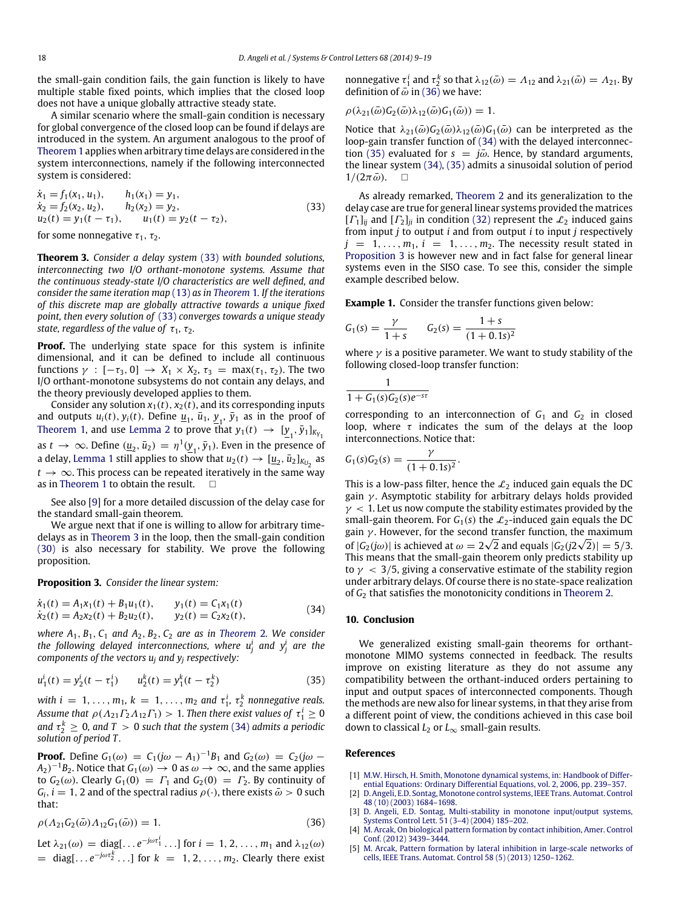the small-gain condition fails, the gain function is likely to have multiple stable fixed points, which implies that the closed loop does not have a unique globally attractive steady state.

A similar scenario where the small-gain condition is necessary for global convergence of the closed loop can be found if delays are introduced in the system. An argument analogous to the proof of Theorem 1 applies when arbitrary time delays are considered in the system interconnections, namely if the following interconnected system is considered:

$$\begin{aligned} \dot{x}_1 &= f_1(x_1, u_1), \qquad h_1(x_1) = y_1, \\ \dot{x}_2 &= f_2(x_2, u_2), \qquad h_2(x_2) = y_2, \\ u_2(t) &= y_1(t - \tau_1), \qquad u_1(t) = y_2(t - \tau_2), \end{aligned} \tag{33}$$

for some nonnegative $\tau_1$, $\tau_2$.

**Theorem 3.** *Consider a delay system (33) with bounded solutions, interconnecting two I/O orthant-monotone systems. Assume that the continuous steady-state I/O characteristics are well defined, and consider the same iteration map (13) as in Theorem 1. If the iterations of this discrete map are globally attractive towards a unique fixed point, then every solution of (33) converges towards a unique steady state, regardless of the value of $\tau_1$, $\tau_2$.*

**Proof.** The underlying state space for this system is infinite dimensional, and it can be defined to include all continuous functions $\gamma : [-\tau_3, 0] \to X_1 \times X_2$, $\tau_3 = \max(\tau_1, \tau_2)$. The two I/O orthant-monotone subsystems do not contain any delays, and the theory previously developed applies to them.

Consider any solution $x_1(t)$, $x_2(t)$, and its corresponding inputs and outputs $u_i(t)$, $y_i(t)$. Define $\underline{u}_1$, $\bar{u}_1$, $\underline{y}_1$, $\bar{y}_1$ as in the proof of Theorem 1, and use Lemma 2 to prove that $y_1(t) \to [\underline{y}_1, \bar{y}_1]_{K_{Y_1}}$ as $t \to \infty$. Define $(\underline{u}_2, \bar{u}_2) = \eta^1(\underline{y}_1, \bar{y}_1)$. Even in the presence of a delay, Lemma 1 still applies to show that $u_2(t) \to [\underline{u}_2, \bar{u}_2]_{K_{U_2}}$ as $t \to \infty$. This process can be repeated iteratively in the same way as in Theorem 1 to obtain the result. $\square$

See also [9] for a more detailed discussion of the delay case for the standard small-gain theorem.

We argue next that if one is willing to allow for arbitrary time-delays as in Theorem 3 in the loop, then the small-gain condition (30) is also necessary for stability. We prove the following proposition.

**Proposition 3.** *Consider the linear system:*

$$\begin{aligned} \dot{x}_1(t) &= A_1 x_1(t) + B_1 u_1(t), \qquad y_1(t) = C_1 x_1(t) \\ \dot{x}_2(t) &= A_2 x_2(t) + B_2 u_2(t), \qquad y_2(t) = C_2 x_2(t), \end{aligned} \tag{34}$$

*where $A_1, B_1, C_1$ and $A_2, B_2, C_2$ are as in Theorem 2. We consider the following delayed interconnections, where $u_j^i$ and $y_j^i$ are the components of the vectors $u_j$ and $y_j$ respectively:*

$$u_1^i(t) = y_2^i(t - \tau_1^i) \qquad u_2^k(t) = y_1^k(t - \tau_2^k) \tag{35}$$

*with $i = 1, \ldots, m_1$, $k = 1, \ldots, m_2$ and $\tau_1^i$, $\tau_2^k$ nonnegative reals. Assume that $\rho(\Lambda_{21}\Gamma_2\Lambda_{12}\Gamma_1) > 1$. Then there exist values of $\tau_1^i \geq 0$ and $\tau_2^k \geq 0$, and $T > 0$ such that the system (34) admits a periodic solution of period $T$.*

**Proof.** Define $G_1(\omega) = C_1(j\omega - A_1)^{-1}B_1$ and $G_2(\omega) = C_2(j\omega - A_2)^{-1}B_2$. Notice that $G_1(\omega) \to 0$ as $\omega \to \infty$, and the same applies to $G_2(\omega)$. Clearly $G_1(0) = \Gamma_1$ and $G_2(0) = \Gamma_2$. By continuity of $G_i$, $i = 1, 2$ and of the spectral radius $\rho(\cdot)$, there exists $\bar{\omega} > 0$ such that:

$$\rho(\Lambda_{21}G_2(\bar{\omega})\Lambda_{12}G_1(\bar{\omega})) = 1. \tag{36}$$

Let $\lambda_{21}(\omega) = \mathrm{diag}[\ldots e^{-j\omega\tau_1^i}\ldots]$ for $i = 1, 2, \ldots, m_1$ and $\lambda_{12}(\omega) = \mathrm{diag}[\ldots e^{-j\omega\tau_2^k}\ldots]$ for $k = 1, 2, \ldots, m_2$. Clearly there exist nonnegative $\tau_1^i$ and $\tau_2^k$ so that $\lambda_{12}(\bar{\omega}) = \Lambda_{12}$ and $\lambda_{21}(\bar{\omega}) = \Lambda_{21}$. By definition of $\bar{\omega}$ in (36) we have:

$$\rho(\lambda_{21}(\bar{\omega})G_2(\bar{\omega})\lambda_{12}(\bar{\omega})G_1(\bar{\omega})) = 1.$$

Notice that $\lambda_{21}(\bar{\omega})G_2(\bar{\omega})\lambda_{12}(\bar{\omega})G_1(\bar{\omega})$ can be interpreted as the loop-gain transfer function of (34) with the delayed interconnection (35) evaluated for $s = j\bar{\omega}$. Hence, by standard arguments, the linear system (34), (35) admits a sinusoidal solution of period $1/(2\pi\bar{\omega})$. $\square$

As already remarked, Theorem 2 and its generalization to the delay case are true for general linear systems provided the matrices $[\Gamma_1]_{ij}$ and $[\Gamma_2]_{ji}$ in condition (32) represent the $\mathcal{L}_2$ induced gains from input $j$ to output $i$ and from output $i$ to input $j$ respectively $j = 1, \ldots, m_1$, $i = 1, \ldots, m_2$. The necessity result stated in Proposition 3 is however new and in fact false for general linear systems even in the SISO case. To see this, consider the simple example described below.

**Example 1.** Consider the transfer functions given below:

$$G_1(s) = \frac{\gamma}{1+s} \qquad G_2(s) = \frac{1+s}{(1+0.1s)^2}$$

where $\gamma$ is a positive parameter. We want to study stability of the following closed-loop transfer function:

$$\frac{1}{1 + G_1(s)G_2(s)e^{-s\tau}}$$

corresponding to an interconnection of $G_1$ and $G_2$ in closed loop, where $\tau$ indicates the sum of the delays at the loop interconnections. Notice that:

$$G_1(s)G_2(s) = \frac{\gamma}{(1+0.1s)^2}.$$

This is a low-pass filter, hence the $\mathcal{L}_2$ induced gain equals the DC gain $\gamma$. Asymptotic stability for arbitrary delays holds provided $\gamma < 1$. Let us now compute the stability estimates provided by the small-gain theorem. For $G_1(s)$ the $\mathcal{L}_2$-induced gain equals the DC gain $\gamma$. However, for the second transfer function, the maximum of $|G_2(j\omega)|$ is achieved at $\omega = 2\sqrt{2}$ and equals $|G_2(j2\sqrt{2})| = 5/3$. This means that the small-gain theorem only predicts stability up to $\gamma < 3/5$, giving a conservative estimate of the stability region under arbitrary delays. Of course there is no state-space realization of $G_2$ that satisfies the monotonicity conditions in Theorem 2.

## 10. Conclusion

We generalized existing small-gain theorems for orthant-monotone MIMO systems connected in feedback. The results improve on existing literature as they do not assume any compatibility between the orthant-induced orders pertaining to input and output spaces of interconnected components. Though the methods are new also for linear systems, in that they arise from a different point of view, the conditions achieved in this case boil down to classical $L_2$ or $L_\infty$ small-gain results.

## References

[1] M.W. Hirsch, H. Smith, Monotone dynamical systems, in: Handbook of Differential Equations: Ordinary Differential Equations, vol. 2, 2006, pp. 239–357.

[2] D. Angeli, E.D. Sontag, Monotone control systems, IEEE Trans. Automat. Control 48 (10) (2003) 1684–1698.

[3] D. Angeli, E.D. Sontag, Multi-stability in monotone input/output systems, Systems Control Lett. 51 (3–4) (2004) 185–202.

[4] M. Arcak, On biological pattern formation by contact inhibition, Amer. Control Conf. (2012) 3439–3444.

[5] M. Arcak, Pattern formation by lateral inhibition in large-scale networks of cells, IEEE Trans. Automat. Control 58 (5) (2013) 1250–1262.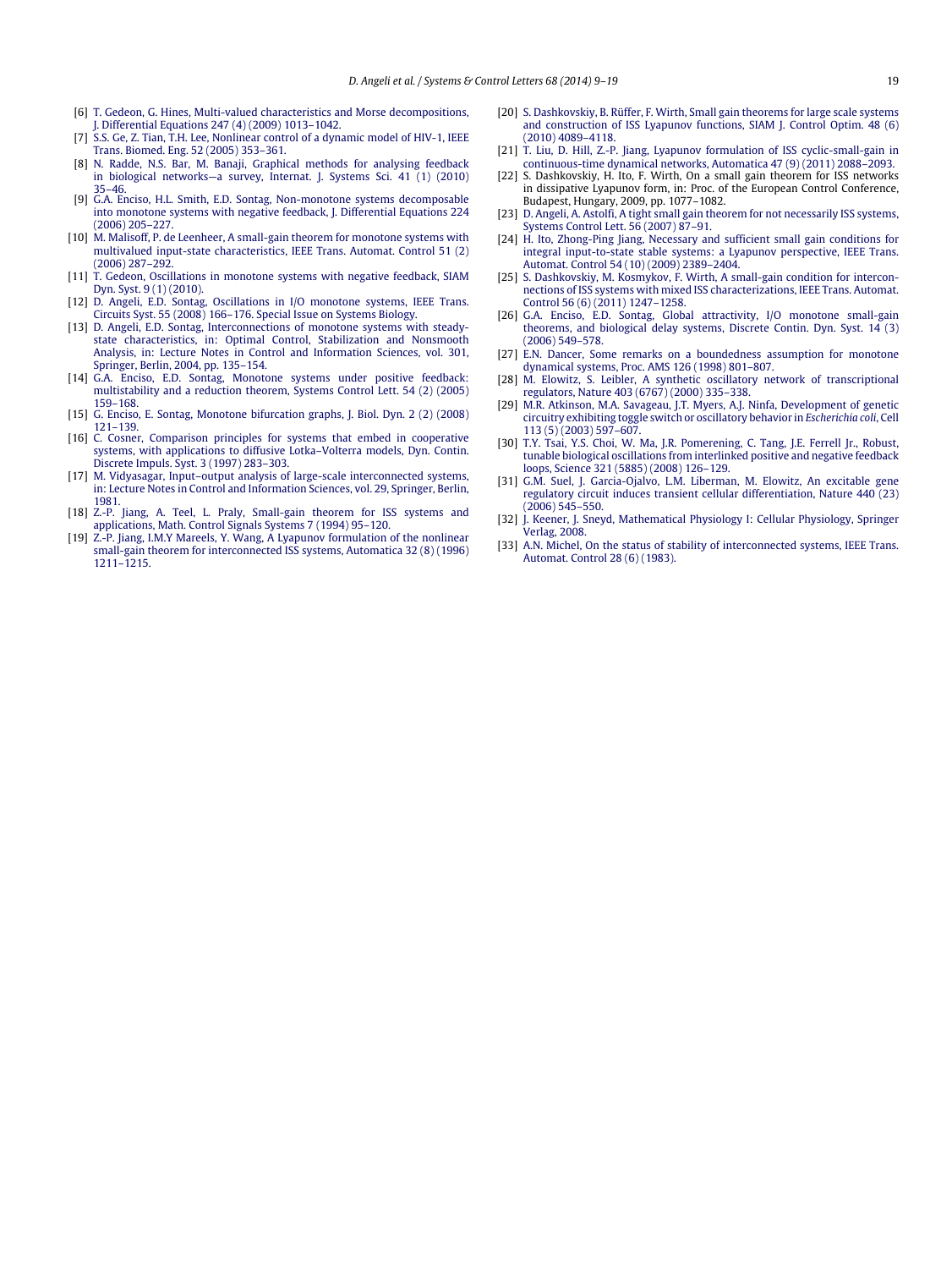[6] T. Gedeon, G. Hines, Multi-valued characteristics and Morse decompositions, J. Differential Equations 247 (4) (2009) 1013–1042.

[7] S.S. Ge, Z. Tian, T.H. Lee, Nonlinear control of a dynamic model of HIV-1, IEEE Trans. Biomed. Eng. 52 (2005) 353–361.

[8] N. Radde, N.S. Bar, M. Banaji, Graphical methods for analysing feedback in biological networks—a survey, Internat. J. Systems Sci. 41 (1) (2010) 35–46.

[9] G.A. Enciso, H.L. Smith, E.D. Sontag, Non-monotone systems decomposable into monotone systems with negative feedback, J. Differential Equations 224 (2006) 205–227.

[10] M. Malisoff, P. de Leenheer, A small-gain theorem for monotone systems with multivalued input-state characteristics, IEEE Trans. Automat. Control 51 (2) (2006) 287–292.

[11] T. Gedeon, Oscillations in monotone systems with negative feedback, SIAM Dyn. Syst. 9 (1) (2010).

[12] D. Angeli, E.D. Sontag, Oscillations in I/O monotone systems, IEEE Trans. Circuits Syst. 55 (2008) 166–176. Special Issue on Systems Biology.

[13] D. Angeli, E.D. Sontag, Interconnections of monotone systems with steady-state characteristics, in: Optimal Control, Stabilization and Nonsmooth Analysis, in: Lecture Notes in Control and Information Sciences, vol. 301, Springer, Berlin, 2004, pp. 135–154.

[14] G.A. Enciso, E.D. Sontag, Monotone systems under positive feedback: multistability and a reduction theorem, Systems Control Lett. 54 (2) (2005) 159–168.

[15] G. Enciso, E. Sontag, Monotone bifurcation graphs, J. Biol. Dyn. 2 (2) (2008) 121–139.

[16] C. Cosner, Comparison principles for systems that embed in cooperative systems, with applications to diffusive Lotka–Volterra models, Dyn. Contin. Discrete Impuls. Syst. 3 (1997) 283–303.

[17] M. Vidyasagar, Input–output analysis of large-scale interconnected systems, in: Lecture Notes in Control and Information Sciences, vol. 29, Springer, Berlin, 1981.

[18] Z.-P. Jiang, A. Teel, L. Praly, Small-gain theorem for ISS systems and applications, Math. Control Signals Systems 7 (1994) 95–120.

[19] Z.-P. Jiang, I.M.Y Mareels, Y. Wang, A Lyapunov formulation of the nonlinear small-gain theorem for interconnected ISS systems, Automatica 32 (8) (1996) 1211–1215.

[20] S. Dashkovskiy, B. Rüffer, F. Wirth, Small gain theorems for large scale systems and construction of ISS Lyapunov functions, SIAM J. Control Optim. 48 (6) (2010) 4089–4118.

[21] T. Liu, D. Hill, Z.-P. Jiang, Lyapunov formulation of ISS cyclic-small-gain in continuous-time dynamical networks, Automatica 47 (9) (2011) 2088–2093.

[22] S. Dashkovskiy, H. Ito, F. Wirth, On a small gain theorem for ISS networks in dissipative Lyapunov form, in: Proc. of the European Control Conference, Budapest, Hungary, 2009, pp. 1077–1082.

[23] D. Angeli, A. Astolfi, A tight small gain theorem for not necessarily ISS systems, Systems Control Lett. 56 (2007) 87–91.

[24] H. Ito, Zhong-Ping Jiang, Necessary and sufficient small gain conditions for integral input-to-state stable systems: a Lyapunov perspective, IEEE Trans. Automat. Control 54 (10) (2009) 2389–2404.

[25] S. Dashkovskiy, M. Kosmykov, F. Wirth, A small-gain condition for interconnections of ISS systems with mixed ISS characterizations, IEEE Trans. Automat. Control 56 (6) (2011) 1247–1258.

[26] G.A. Enciso, E.D. Sontag, Global attractivity, I/O monotone small-gain theorems, and biological delay systems, Discrete Contin. Dyn. Syst. 14 (3) (2006) 549–578.

[27] E.N. Dancer, Some remarks on a boundedness assumption for monotone dynamical systems, Proc. AMS 126 (1998) 801–807.

[28] M. Elowitz, S. Leibler, A synthetic oscillatory network of transcriptional regulators, Nature 403 (6767) (2000) 335–338.

[29] M.R. Atkinson, M.A. Savageau, J.T. Myers, A.J. Ninfa, Development of genetic circuitry exhibiting toggle switch or oscillatory behavior in *Escherichia coli*, Cell 113 (5) (2003) 597–607.

[30] T.Y. Tsai, Y.S. Choi, W. Ma, J.R. Pomerening, C. Tang, J.E. Ferrell Jr., Robust, tunable biological oscillations from interlinked positive and negative feedback loops, Science 321 (5885) (2008) 126–129.

[31] G.M. Suel, J. Garcia-Ojalvo, L.M. Liberman, M. Elowitz, An excitable gene regulatory circuit induces transient cellular differentiation, Nature 440 (23) (2006) 545–550.

[32] J. Keener, J. Sneyd, Mathematical Physiology I: Cellular Physiology, Springer Verlag, 2008.

[33] A.N. Michel, On the status of stability of interconnected systems, IEEE Trans. Automat. Control 28 (6) (1983).